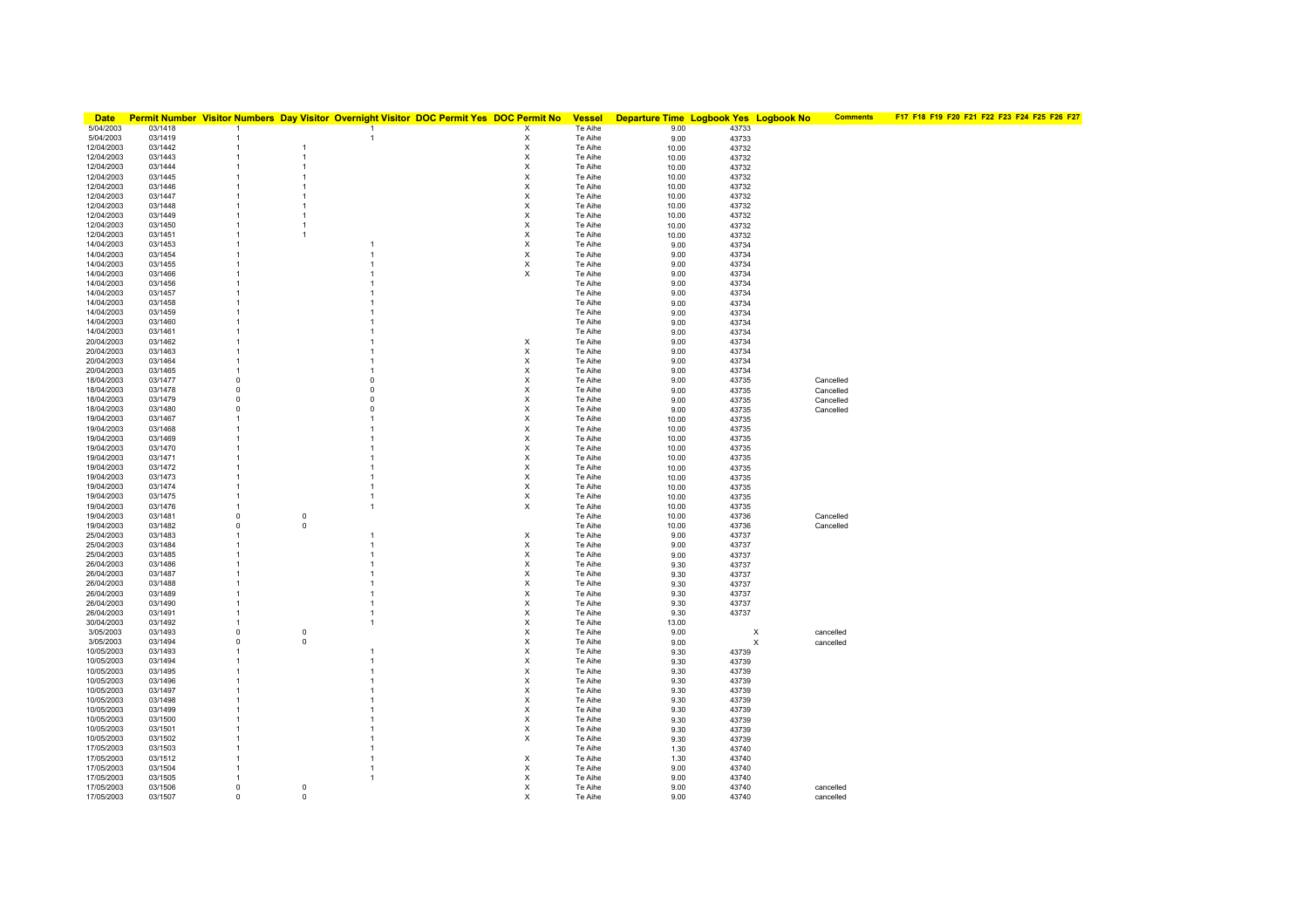| Date | Permit Number | Visitor Numbers | Day Visitor | Overnight Visitor | DOC Permit Yes | DOC Permit No | Vessel | Departure Time | Logbook Yes | Logbook No | Comments | F17 | F18 | F19 | F20 | F21 | F22 | F23 | F24 | F25 | F26 | F27 |
|---|---|---|---|---|---|---|---|---|---|---|---|---|---|---|---|---|---|---|---|---|---|---|
| 5/04/2003 | 03/1418 | 1 | | 1 | | X | Te Aihe | 9.00 | 43733 | | | | | | | | | | | | | |
| 5/04/2003 | 03/1419 | 1 | | 1 | | X | Te Aihe | 9.00 | 43733 | | | | | | | | | | | | | |
| 12/04/2003 | 03/1442 | 1 | 1 | | | X | Te Aihe | 10.00 | 43732 | | | | | | | | | | | | | |
| 12/04/2003 | 03/1443 | 1 | 1 | | | X | Te Aihe | 10.00 | 43732 | | | | | | | | | | | | | |
| 12/04/2003 | 03/1444 | 1 | 1 | | | X | Te Aihe | 10.00 | 43732 | | | | | | | | | | | | | |
| 12/04/2003 | 03/1445 | 1 | 1 | | | X | Te Aihe | 10.00 | 43732 | | | | | | | | | | | | | |
| 12/04/2003 | 03/1446 | 1 | 1 | | | X | Te Aihe | 10.00 | 43732 | | | | | | | | | | | | | |
| 12/04/2003 | 03/1447 | 1 | 1 | | | X | Te Aihe | 10.00 | 43732 | | | | | | | | | | | | | |
| 12/04/2003 | 03/1448 | 1 | 1 | | | X | Te Aihe | 10.00 | 43732 | | | | | | | | | | | | | |
| 12/04/2003 | 03/1449 | 1 | 1 | | | X | Te Aihe | 10.00 | 43732 | | | | | | | | | | | | | |
| 12/04/2003 | 03/1450 | 1 | 1 | | | X | Te Aihe | 10.00 | 43732 | | | | | | | | | | | | | |
| 12/04/2003 | 03/1451 | 1 | 1 | | | X | Te Aihe | 10.00 | 43732 | | | | | | | | | | | | | |
| 14/04/2003 | 03/1453 | 1 | | 1 | | X | Te Aihe | 9.00 | 43734 | | | | | | | | | | | | | |
| 14/04/2003 | 03/1454 | 1 | | 1 | | X | Te Aihe | 9.00 | 43734 | | | | | | | | | | | | | |
| 14/04/2003 | 03/1455 | 1 | | 1 | | X | Te Aihe | 9.00 | 43734 | | | | | | | | | | | | | |
| 14/04/2003 | 03/1466 | 1 | | 1 | | X | Te Aihe | 9.00 | 43734 | | | | | | | | | | | | | |
| 14/04/2003 | 03/1456 | 1 | | 1 | | | Te Aihe | 9.00 | 43734 | | | | | | | | | | | | | |
| 14/04/2003 | 03/1457 | 1 | | 1 | | | Te Aihe | 9.00 | 43734 | | | | | | | | | | | | | |
| 14/04/2003 | 03/1458 | 1 | | 1 | | | Te Aihe | 9.00 | 43734 | | | | | | | | | | | | | |
| 14/04/2003 | 03/1459 | 1 | | 1 | | | Te Aihe | 9.00 | 43734 | | | | | | | | | | | | | |
| 14/04/2003 | 03/1460 | 1 | | 1 | | | Te Aihe | 9.00 | 43734 | | | | | | | | | | | | | |
| 14/04/2003 | 03/1461 | 1 | | 1 | | | Te Aihe | 9.00 | 43734 | | | | | | | | | | | | | |
| 20/04/2003 | 03/1462 | 1 | | 1 | | X | Te Aihe | 9.00 | 43734 | | | | | | | | | | | | | |
| 20/04/2003 | 03/1463 | 1 | | 1 | | X | Te Aihe | 9.00 | 43734 | | | | | | | | | | | | | |
| 20/04/2003 | 03/1464 | 1 | | 1 | | X | Te Aihe | 9.00 | 43734 | | | | | | | | | | | | | |
| 20/04/2003 | 03/1465 | 1 | | 1 | | X | Te Aihe | 9.00 | 43734 | | | | | | | | | | | | | |
| 18/04/2003 | 03/1477 | 0 | | 0 | | X | Te Aihe | 9.00 | 43735 | | Cancelled | | | | | | | | | | | |
| 18/04/2003 | 03/1478 | 0 | | 0 | | X | Te Aihe | 9.00 | 43735 | | Cancelled | | | | | | | | | | | |
| 18/04/2003 | 03/1479 | 0 | | 0 | | X | Te Aihe | 9.00 | 43735 | | Cancelled | | | | | | | | | | | |
| 18/04/2003 | 03/1480 | 0 | | 0 | | X | Te Aihe | 9.00 | 43735 | | Cancelled | | | | | | | | | | | |
| 19/04/2003 | 03/1467 | 1 | | 1 | | X | Te Aihe | 10.00 | 43735 | | | | | | | | | | | | | |
| 19/04/2003 | 03/1468 | 1 | | 1 | | X | Te Aihe | 10.00 | 43735 | | | | | | | | | | | | | |
| 19/04/2003 | 03/1469 | 1 | | 1 | | X | Te Aihe | 10.00 | 43735 | | | | | | | | | | | | | |
| 19/04/2003 | 03/1470 | 1 | | 1 | | X | Te Aihe | 10.00 | 43735 | | | | | | | | | | | | | |
| 19/04/2003 | 03/1471 | 1 | | 1 | | X | Te Aihe | 10.00 | 43735 | | | | | | | | | | | | | |
| 19/04/2003 | 03/1472 | 1 | | 1 | | X | Te Aihe | 10.00 | 43735 | | | | | | | | | | | | | |
| 19/04/2003 | 03/1473 | 1 | | 1 | | X | Te Aihe | 10.00 | 43735 | | | | | | | | | | | | | |
| 19/04/2003 | 03/1474 | 1 | | 1 | | X | Te Aihe | 10.00 | 43735 | | | | | | | | | | | | | |
| 19/04/2003 | 03/1475 | 1 | | 1 | | X | Te Aihe | 10.00 | 43735 | | | | | | | | | | | | | |
| 19/04/2003 | 03/1476 | 1 | | 1 | | X | Te Aihe | 10.00 | 43735 | | | | | | | | | | | | | |
| 19/04/2003 | 03/1481 | 0 | 0 | | | | Te Aihe | 10.00 | 43736 | | Cancelled | | | | | | | | | | | |
| 19/04/2003 | 03/1482 | 0 | 0 | | | | Te Aihe | 10.00 | 43736 | | Cancelled | | | | | | | | | | | |
| 25/04/2003 | 03/1483 | 1 | | 1 | | X | Te Aihe | 9.00 | 43737 | | | | | | | | | | | | | |
| 25/04/2003 | 03/1484 | 1 | | 1 | | X | Te Aihe | 9.00 | 43737 | | | | | | | | | | | | | |
| 25/04/2003 | 03/1485 | 1 | | 1 | | X | Te Aihe | 9.00 | 43737 | | | | | | | | | | | | | |
| 26/04/2003 | 03/1486 | 1 | | 1 | | X | Te Aihe | 9.30 | 43737 | | | | | | | | | | | | | |
| 26/04/2003 | 03/1487 | 1 | | 1 | | X | Te Aihe | 9.30 | 43737 | | | | | | | | | | | | | |
| 26/04/2003 | 03/1488 | 1 | | 1 | | X | Te Aihe | 9.30 | 43737 | | | | | | | | | | | | | |
| 26/04/2003 | 03/1489 | 1 | | 1 | | X | Te Aihe | 9.30 | 43737 | | | | | | | | | | | | | |
| 26/04/2003 | 03/1490 | 1 | | 1 | | X | Te Aihe | 9.30 | 43737 | | | | | | | | | | | | | |
| 26/04/2003 | 03/1491 | 1 | | 1 | | X | Te Aihe | 9.30 | 43737 | | | | | | | | | | | | | |
| 30/04/2003 | 03/1492 | 1 | | 1 | | X | Te Aihe | 13.00 | | | | | | | | | | | | | | |
| 3/05/2003 | 03/1493 | 0 | 0 | | | X | Te Aihe | 9.00 | | X | cancelled | | | | | | | | | | | |
| 3/05/2003 | 03/1494 | 0 | 0 | | | X | Te Aihe | 9.00 | | X | cancelled | | | | | | | | | | | |
| 10/05/2003 | 03/1493 | 1 | | 1 | | X | Te Aihe | 9.30 | 43739 | | | | | | | | | | | | | |
| 10/05/2003 | 03/1494 | 1 | | 1 | | X | Te Aihe | 9.30 | 43739 | | | | | | | | | | | | | |
| 10/05/2003 | 03/1495 | 1 | | 1 | | X | Te Aihe | 9.30 | 43739 | | | | | | | | | | | | | |
| 10/05/2003 | 03/1496 | 1 | | 1 | | X | Te Aihe | 9.30 | 43739 | | | | | | | | | | | | | |
| 10/05/2003 | 03/1497 | 1 | | 1 | | X | Te Aihe | 9.30 | 43739 | | | | | | | | | | | | | |
| 10/05/2003 | 03/1498 | 1 | | 1 | | X | Te Aihe | 9.30 | 43739 | | | | | | | | | | | | | |
| 10/05/2003 | 03/1499 | 1 | | 1 | | X | Te Aihe | 9.30 | 43739 | | | | | | | | | | | | | |
| 10/05/2003 | 03/1500 | 1 | | 1 | | X | Te Aihe | 9.30 | 43739 | | | | | | | | | | | | | |
| 10/05/2003 | 03/1501 | 1 | | 1 | | X | Te Aihe | 9.30 | 43739 | | | | | | | | | | | | | |
| 10/05/2003 | 03/1502 | 1 | | 1 | | X | Te Aihe | 9.30 | 43739 | | | | | | | | | | | | | |
| 17/05/2003 | 03/1503 | 1 | | 1 | | | Te Aihe | 1.30 | 43740 | | | | | | | | | | | | | |
| 17/05/2003 | 03/1512 | 1 | | 1 | | X | Te Aihe | 1.30 | 43740 | | | | | | | | | | | | | |
| 17/05/2003 | 03/1504 | 1 | | 1 | | X | Te Aihe | 9.00 | 43740 | | | | | | | | | | | | | |
| 17/05/2003 | 03/1505 | 1 | | 1 | | X | Te Aihe | 9.00 | 43740 | | | | | | | | | | | | | |
| 17/05/2003 | 03/1506 | 0 | 0 | | | X | Te Aihe | 9.00 | 43740 | | cancelled | | | | | | | | | | | |
| 17/05/2003 | 03/1507 | 0 | 0 | | | X | Te Aihe | 9.00 | 43740 | | cancelled | | | | | | | | | | | |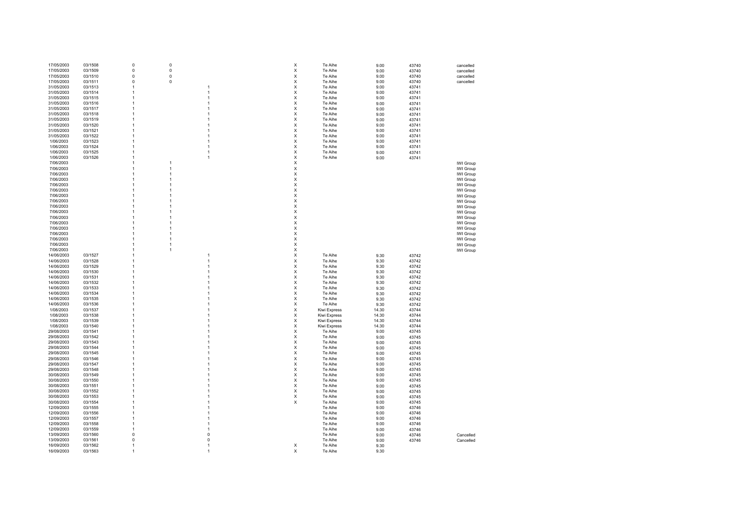| | | | | | | | | | |
|---|---|---|---|---|---|---|---|---|---|
| 17/05/2003 | 03/1508 | 0 | 0 | | X | Te Aihe | 9.00 | 43740 | cancelled |
| 17/05/2003 | 03/1509 | 0 | 0 | | X | Te Aihe | 9.00 | 43740 | cancelled |
| 17/05/2003 | 03/1510 | 0 | 0 | | X | Te Aihe | 9.00 | 43740 | cancelled |
| 17/05/2003 | 03/1511 | 0 | 0 | | X | Te Aihe | 9.00 | 43740 | cancelled |
| 31/05/2003 | 03/1513 | 1 | | 1 | X | Te Aihe | 9.00 | 43741 | |
| 31/05/2003 | 03/1514 | 1 | | 1 | X | Te Aihe | 9.00 | 43741 | |
| 31/05/2003 | 03/1515 | 1 | | 1 | X | Te Aihe | 9.00 | 43741 | |
| 31/05/2003 | 03/1516 | 1 | | 1 | X | Te Aihe | 9.00 | 43741 | |
| 31/05/2003 | 03/1517 | 1 | | 1 | X | Te Aihe | 9.00 | 43741 | |
| 31/05/2003 | 03/1518 | 1 | | 1 | X | Te Aihe | 9.00 | 43741 | |
| 31/05/2003 | 03/1519 | 1 | | 1 | X | Te Aihe | 9.00 | 43741 | |
| 31/05/2003 | 03/1520 | 1 | | 1 | X | Te Aihe | 9.00 | 43741 | |
| 31/05/2003 | 03/1521 | 1 | | 1 | X | Te Aihe | 9.00 | 43741 | |
| 31/05/2003 | 03/1522 | 1 | | 1 | X | Te Aihe | 9.00 | 43741 | |
| 1/06/2003 | 03/1523 | 1 | | 1 | X | Te Aihe | 9.00 | 43741 | |
| 1/06/2003 | 03/1524 | 1 | | 1 | X | Te Aihe | 9.00 | 43741 | |
| 1/06/2003 | 03/1525 | 1 | | 1 | X | Te Aihe | 9.00 | 43741 | |
| 1/06/2003 | 03/1526 | 1 | | 1 | X | Te Aihe | 9.00 | 43741 | |
| 7/06/2003 | | 1 | 1 | | X | | | | IWI Group |
| 7/06/2003 | | 1 | 1 | | X | | | | IWI Group |
| 7/06/2003 | | 1 | 1 | | X | | | | IWI Group |
| 7/06/2003 | | 1 | 1 | | X | | | | IWI Group |
| 7/06/2003 | | 1 | 1 | | X | | | | IWI Group |
| 7/06/2003 | | 1 | 1 | | X | | | | IWI Group |
| 7/06/2003 | | 1 | 1 | | X | | | | IWI Group |
| 7/06/2003 | | 1 | 1 | | X | | | | IWI Group |
| 7/06/2003 | | 1 | 1 | | X | | | | IWI Group |
| 7/06/2003 | | 1 | 1 | | X | | | | IWI Group |
| 7/06/2003 | | 1 | 1 | | X | | | | IWI Group |
| 7/06/2003 | | 1 | 1 | | X | | | | IWI Group |
| 7/06/2003 | | 1 | 1 | | X | | | | IWI Group |
| 7/06/2003 | | 1 | 1 | | X | | | | IWI Group |
| 7/06/2003 | | 1 | 1 | | X | | | | IWI Group |
| 7/06/2003 | | 1 | 1 | | X | | | | IWI Group |
| 7/06/2003 | | 1 | 1 | | X | | | | IWI Group |
| 14/06/2003 | 03/1527 | 1 | | 1 | X | Te Aihe | 9.30 | 43742 | |
| 14/06/2003 | 03/1528 | 1 | | 1 | X | Te Aihe | 9.30 | 43742 | |
| 14/06/2003 | 03/1529 | 1 | | 1 | X | Te Aihe | 9.30 | 43742 | |
| 14/06/2003 | 03/1530 | 1 | | 1 | X | Te Aihe | 9.30 | 43742 | |
| 14/06/2003 | 03/1531 | 1 | | 1 | X | Te Aihe | 9.30 | 43742 | |
| 14/06/2003 | 03/1532 | 1 | | 1 | X | Te Aihe | 9.30 | 43742 | |
| 14/06/2003 | 03/1533 | 1 | | 1 | X | Te Aihe | 9.30 | 43742 | |
| 14/06/2003 | 03/1534 | 1 | | 1 | X | Te Aihe | 9.30 | 43742 | |
| 14/06/2003 | 03/1535 | 1 | | 1 | X | Te Aihe | 9.30 | 43742 | |
| 14/06/2003 | 03/1536 | 1 | | 1 | X | Te Aihe | 9.30 | 43742 | |
| 1/08/2003 | 03/1537 | 1 | | 1 | X | Kiwi Express | 14.30 | 43744 | |
| 1/08/2003 | 03/1538 | 1 | | 1 | X | Kiwi Express | 14.30 | 43744 | |
| 1/08/2003 | 03/1539 | 1 | | 1 | X | Kiwi Express | 14.30 | 43744 | |
| 1/08/2003 | 03/1540 | 1 | | 1 | X | Kiwi Express | 14.30 | 43744 | |
| 29/08/2003 | 03/1541 | 1 | | 1 | X | Te Aihe | 9.00 | 43745 | |
| 29/08/2003 | 03/1542 | 1 | | 1 | X | Te Aihe | 9.00 | 43745 | |
| 29/08/2003 | 03/1543 | 1 | | 1 | X | Te Aihe | 9.00 | 43745 | |
| 29/08/2003 | 03/1544 | 1 | | 1 | X | Te Aihe | 9.00 | 43745 | |
| 29/08/2003 | 03/1545 | 1 | | 1 | X | Te Aihe | 9.00 | 43745 | |
| 29/08/2003 | 03/1546 | 1 | | 1 | X | Te Aihe | 9.00 | 43745 | |
| 29/08/2003 | 03/1547 | 1 | | 1 | X | Te Aihe | 9.00 | 43745 | |
| 29/08/2003 | 03/1548 | 1 | | 1 | X | Te Aihe | 9.00 | 43745 | |
| 30/08/2003 | 03/1549 | 1 | | 1 | X | Te Aihe | 9.00 | 43745 | |
| 30/08/2003 | 03/1550 | 1 | | 1 | X | Te Aihe | 9.00 | 43745 | |
| 30/08/2003 | 03/1551 | 1 | | 1 | X | Te Aihe | 9.00 | 43745 | |
| 30/08/2003 | 03/1552 | 1 | | 1 | X | Te Aihe | 9.00 | 43745 | |
| 30/08/2003 | 03/1553 | 1 | | 1 | X | Te Aihe | 9.00 | 43745 | |
| 30/08/2003 | 03/1554 | 1 | | 1 | X | Te Aihe | 9.00 | 43745 | |
| 12/09/2003 | 03/1555 | 1 | | 1 | | Te Aihe | 9.00 | 43746 | |
| 12/09/2003 | 03/1556 | 1 | | 1 | | Te Aihe | 9.00 | 43746 | |
| 12/09/2003 | 03/1557 | 1 | | 1 | | Te Aihe | 9.00 | 43746 | |
| 12/09/2003 | 03/1558 | 1 | | 1 | | Te Aihe | 9.00 | 43746 | |
| 12/09/2003 | 03/1559 | 1 | | 1 | | Te Aihe | 9.00 | 43746 | |
| 13/09/2003 | 03/1560 | 0 | | 0 | | Te Aihe | 9.00 | 43746 | Cancelled |
| 13/09/2003 | 03/1561 | 0 | | 0 | | Te Aihe | 9.00 | 43746 | Cancelled |
| 16/09/2003 | 03/1562 | 1 | | 1 | X | Te Aihe | 9.30 | | |
| 16/09/2003 | 03/1563 | 1 | | 1 | X | Te Aihe | 9.30 | | |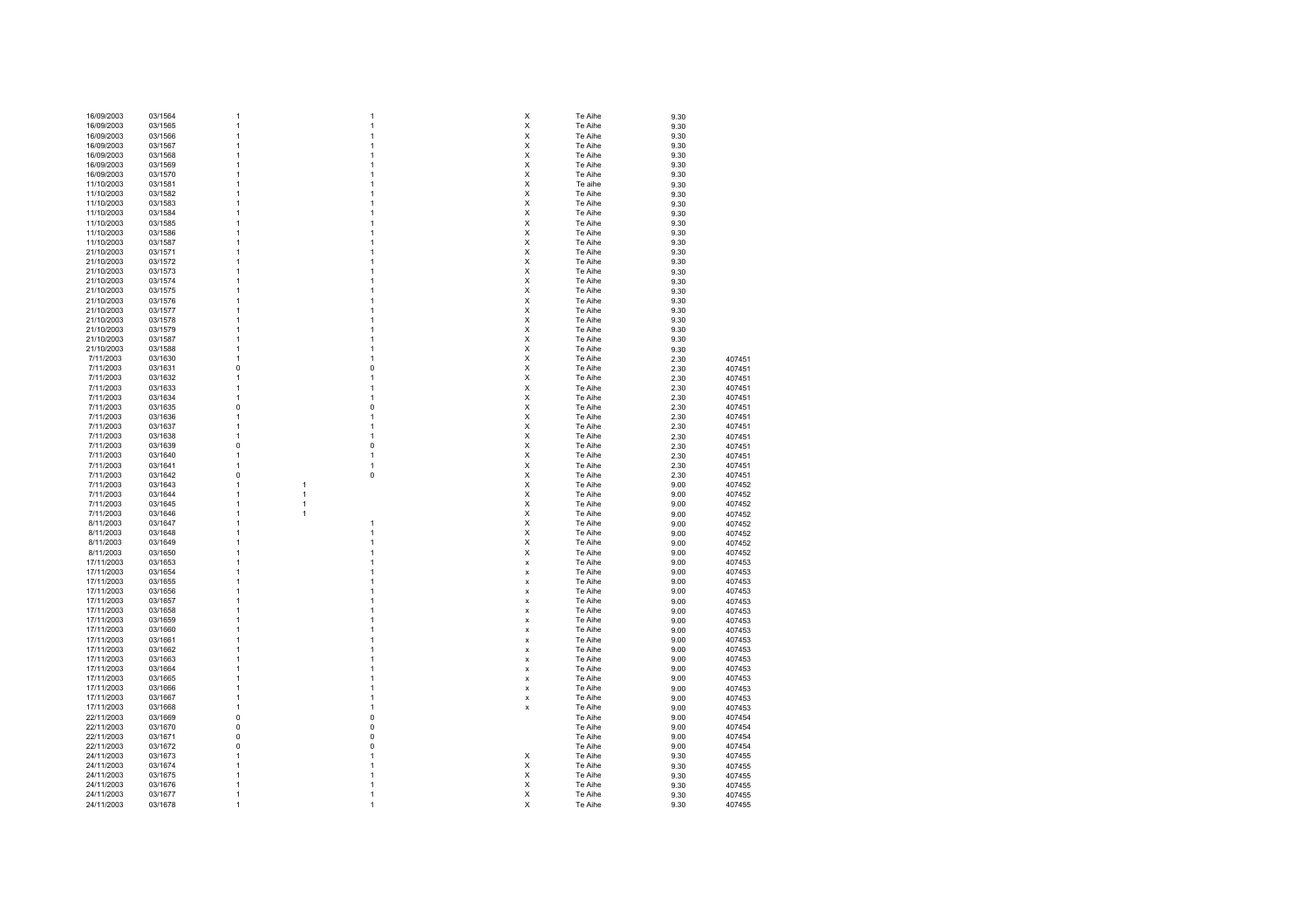| | | | | | | | | |
|---|---|---|---|---|---|---|---|---|
| 16/09/2003 | 03/1564 | 1 | | 1 | X | Te Aihe | 9.30 | |
| 16/09/2003 | 03/1565 | 1 | | 1 | X | Te Aihe | 9.30 | |
| 16/09/2003 | 03/1566 | 1 | | 1 | X | Te Aihe | 9.30 | |
| 16/09/2003 | 03/1567 | 1 | | 1 | X | Te Aihe | 9.30 | |
| 16/09/2003 | 03/1568 | 1 | | 1 | X | Te Aihe | 9.30 | |
| 16/09/2003 | 03/1569 | 1 | | 1 | X | Te Aihe | 9.30 | |
| 16/09/2003 | 03/1570 | 1 | | 1 | X | Te Aihe | 9.30 | |
| 11/10/2003 | 03/1581 | 1 | | 1 | X | Te aihe | 9.30 | |
| 11/10/2003 | 03/1582 | 1 | | 1 | X | Te Aihe | 9.30 | |
| 11/10/2003 | 03/1583 | 1 | | 1 | X | Te Aihe | 9.30 | |
| 11/10/2003 | 03/1584 | 1 | | 1 | X | Te Aihe | 9.30 | |
| 11/10/2003 | 03/1585 | 1 | | 1 | X | Te Aihe | 9.30 | |
| 11/10/2003 | 03/1586 | 1 | | 1 | X | Te Aihe | 9.30 | |
| 11/10/2003 | 03/1587 | 1 | | 1 | X | Te Aihe | 9.30 | |
| 21/10/2003 | 03/1571 | 1 | | 1 | X | Te Aihe | 9.30 | |
| 21/10/2003 | 03/1572 | 1 | | 1 | X | Te Aihe | 9.30 | |
| 21/10/2003 | 03/1573 | 1 | | 1 | X | Te Aihe | 9.30 | |
| 21/10/2003 | 03/1574 | 1 | | 1 | X | Te Aihe | 9.30 | |
| 21/10/2003 | 03/1575 | 1 | | 1 | X | Te Aihe | 9.30 | |
| 21/10/2003 | 03/1576 | 1 | | 1 | X | Te Aihe | 9.30 | |
| 21/10/2003 | 03/1577 | 1 | | 1 | X | Te Aihe | 9.30 | |
| 21/10/2003 | 03/1578 | 1 | | 1 | X | Te Aihe | 9.30 | |
| 21/10/2003 | 03/1579 | 1 | | 1 | X | Te Aihe | 9.30 | |
| 21/10/2003 | 03/1587 | 1 | | 1 | X | Te Aihe | 9.30 | |
| 21/10/2003 | 03/1588 | 1 | | 1 | X | Te Aihe | 9.30 | |
| 7/11/2003 | 03/1630 | 1 | | 1 | X | Te Aihe | 2.30 | 407451 |
| 7/11/2003 | 03/1631 | 0 | | 0 | X | Te Aihe | 2.30 | 407451 |
| 7/11/2003 | 03/1632 | 1 | | 1 | X | Te Aihe | 2.30 | 407451 |
| 7/11/2003 | 03/1633 | 1 | | 1 | X | Te Aihe | 2.30 | 407451 |
| 7/11/2003 | 03/1634 | 1 | | 1 | X | Te Aihe | 2.30 | 407451 |
| 7/11/2003 | 03/1635 | 0 | | 0 | X | Te Aihe | 2.30 | 407451 |
| 7/11/2003 | 03/1636 | 1 | | 1 | X | Te Aihe | 2.30 | 407451 |
| 7/11/2003 | 03/1637 | 1 | | 1 | X | Te Aihe | 2.30 | 407451 |
| 7/11/2003 | 03/1638 | 1 | | 1 | X | Te Aihe | 2.30 | 407451 |
| 7/11/2003 | 03/1639 | 0 | | 0 | X | Te Aihe | 2.30 | 407451 |
| 7/11/2003 | 03/1640 | 1 | | 1 | X | Te Aihe | 2.30 | 407451 |
| 7/11/2003 | 03/1641 | 1 | | 1 | X | Te Aihe | 2.30 | 407451 |
| 7/11/2003 | 03/1642 | 0 | | 0 | X | Te Aihe | 2.30 | 407451 |
| 7/11/2003 | 03/1643 | 1 | 1 | | X | Te Aihe | 9.00 | 407452 |
| 7/11/2003 | 03/1644 | 1 | 1 | | X | Te Aihe | 9.00 | 407452 |
| 7/11/2003 | 03/1645 | 1 | 1 | | X | Te Aihe | 9.00 | 407452 |
| 7/11/2003 | 03/1646 | 1 | 1 | | X | Te Aihe | 9.00 | 407452 |
| 8/11/2003 | 03/1647 | 1 | | 1 | X | Te Aihe | 9.00 | 407452 |
| 8/11/2003 | 03/1648 | 1 | | 1 | X | Te Aihe | 9.00 | 407452 |
| 8/11/2003 | 03/1649 | 1 | | 1 | X | Te Aihe | 9.00 | 407452 |
| 8/11/2003 | 03/1650 | 1 | | 1 | X | Te Aihe | 9.00 | 407452 |
| 17/11/2003 | 03/1653 | 1 | | 1 | x | Te Aihe | 9.00 | 407453 |
| 17/11/2003 | 03/1654 | 1 | | 1 | x | Te Aihe | 9.00 | 407453 |
| 17/11/2003 | 03/1655 | 1 | | 1 | x | Te Aihe | 9.00 | 407453 |
| 17/11/2003 | 03/1656 | 1 | | 1 | x | Te Aihe | 9.00 | 407453 |
| 17/11/2003 | 03/1657 | 1 | | 1 | x | Te Aihe | 9.00 | 407453 |
| 17/11/2003 | 03/1658 | 1 | | 1 | x | Te Aihe | 9.00 | 407453 |
| 17/11/2003 | 03/1659 | 1 | | 1 | x | Te Aihe | 9.00 | 407453 |
| 17/11/2003 | 03/1660 | 1 | | 1 | x | Te Aihe | 9.00 | 407453 |
| 17/11/2003 | 03/1661 | 1 | | 1 | x | Te Aihe | 9.00 | 407453 |
| 17/11/2003 | 03/1662 | 1 | | 1 | x | Te Aihe | 9.00 | 407453 |
| 17/11/2003 | 03/1663 | 1 | | 1 | x | Te Aihe | 9.00 | 407453 |
| 17/11/2003 | 03/1664 | 1 | | 1 | x | Te Aihe | 9.00 | 407453 |
| 17/11/2003 | 03/1665 | 1 | | 1 | x | Te Aihe | 9.00 | 407453 |
| 17/11/2003 | 03/1666 | 1 | | 1 | x | Te Aihe | 9.00 | 407453 |
| 17/11/2003 | 03/1667 | 1 | | 1 | x | Te Aihe | 9.00 | 407453 |
| 17/11/2003 | 03/1668 | 1 | | 1 | x | Te Aihe | 9.00 | 407453 |
| 22/11/2003 | 03/1669 | 0 | | 0 | | Te Aihe | 9.00 | 407454 |
| 22/11/2003 | 03/1670 | 0 | | 0 | | Te Aihe | 9.00 | 407454 |
| 22/11/2003 | 03/1671 | 0 | | 0 | | Te Aihe | 9.00 | 407454 |
| 22/11/2003 | 03/1672 | 0 | | 0 | | Te Aihe | 9.00 | 407454 |
| 24/11/2003 | 03/1673 | 1 | | 1 | X | Te Aihe | 9.30 | 407455 |
| 24/11/2003 | 03/1674 | 1 | | 1 | X | Te Aihe | 9.30 | 407455 |
| 24/11/2003 | 03/1675 | 1 | | 1 | X | Te Aihe | 9.30 | 407455 |
| 24/11/2003 | 03/1676 | 1 | | 1 | X | Te Aihe | 9.30 | 407455 |
| 24/11/2003 | 03/1677 | 1 | | 1 | X | Te Aihe | 9.30 | 407455 |
| 24/11/2003 | 03/1678 | 1 | | 1 | X | Te Aihe | 9.30 | 407455 |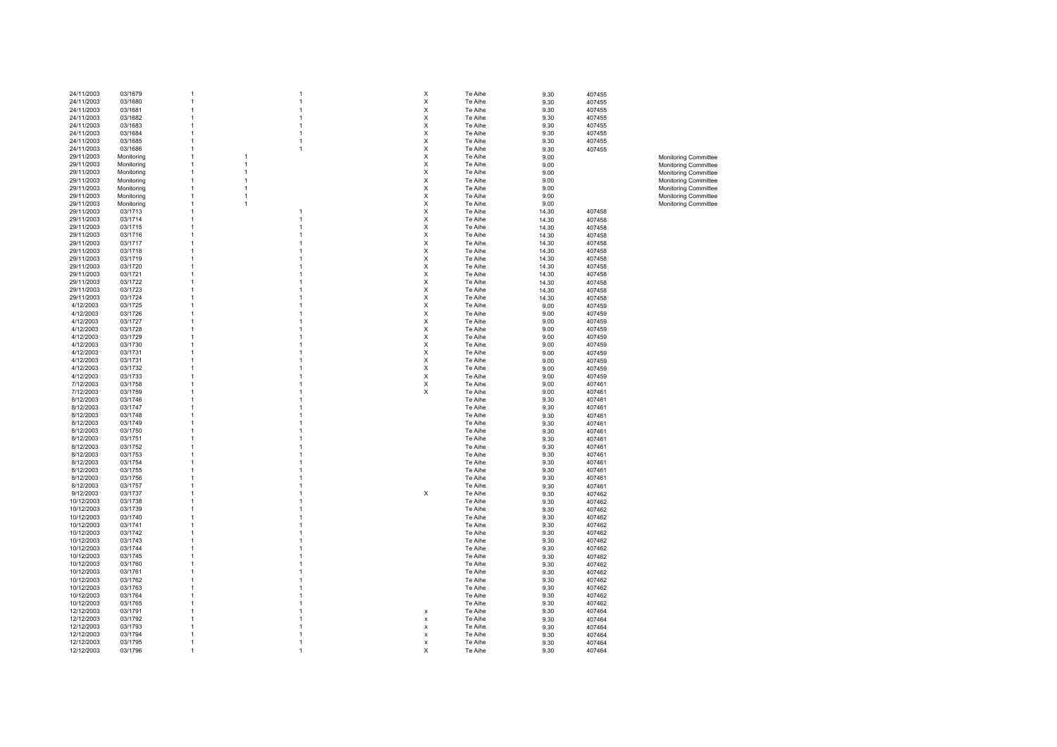| | | | | | | | | | | |
|---|---|---|---|---|---|---|---|---|---|---|
| 24/11/2003 | 03/1679 | 1 | | 1 | X | Te Aihe | 9.30 | 407455 | |
| 24/11/2003 | 03/1680 | 1 | | 1 | X | Te Aihe | 9.30 | 407455 | |
| 24/11/2003 | 03/1681 | 1 | | 1 | X | Te Aihe | 9.30 | 407455 | |
| 24/11/2003 | 03/1682 | 1 | | 1 | X | Te Aihe | 9.30 | 407455 | |
| 24/11/2003 | 03/1683 | 1 | | 1 | X | Te Aihe | 9.30 | 407455 | |
| 24/11/2003 | 03/1684 | 1 | | 1 | X | Te Aihe | 9.30 | 407455 | |
| 24/11/2003 | 03/1685 | 1 | | 1 | X | Te Aihe | 9.30 | 407455 | |
| 24/11/2003 | 03/1686 | 1 | | 1 | X | Te Aihe | 9.30 | 407455 | |
| 29/11/2003 | Monitoring | 1 | 1 | | X | Te Aihe | 9.00 | | Monitoring Committee |
| 29/11/2003 | Monitoring | 1 | 1 | | X | Te Aihe | 9.00 | | Monitoring Committee |
| 29/11/2003 | Monitoring | 1 | 1 | | X | Te Aihe | 9.00 | | Monitoring Committee |
| 29/11/2003 | Monitoring | 1 | 1 | | X | Te Aihe | 9.00 | | Monitoring Committee |
| 29/11/2003 | Monitoring | 1 | 1 | | X | Te Aihe | 9.00 | | Monitoring Committee |
| 29/11/2003 | Monitoring | 1 | 1 | | X | Te Aihe | 9.00 | | Monitoring Committee |
| 29/11/2003 | Monitoring | 1 | 1 | | X | Te Aihe | 9.00 | | Monitoring Committee |
| 29/11/2003 | 03/1713 | 1 | | 1 | X | Te Aihe | 14.30 | 407458 | |
| 29/11/2003 | 03/1714 | 1 | | 1 | X | Te Aihe | 14.30 | 407458 | |
| 29/11/2003 | 03/1715 | 1 | | 1 | X | Te Aihe | 14.30 | 407458 | |
| 29/11/2003 | 03/1716 | 1 | | 1 | X | Te Aihe | 14.30 | 407458 | |
| 29/11/2003 | 03/1717 | 1 | | 1 | X | Te Aihe | 14.30 | 407458 | |
| 29/11/2003 | 03/1718 | 1 | | 1 | X | Te Aihe | 14.30 | 407458 | |
| 29/11/2003 | 03/1719 | 1 | | 1 | X | Te Aihe | 14.30 | 407458 | |
| 29/11/2003 | 03/1720 | 1 | | 1 | X | Te Aihe | 14.30 | 407458 | |
| 29/11/2003 | 03/1721 | 1 | | 1 | X | Te Aihe | 14.30 | 407458 | |
| 29/11/2003 | 03/1722 | 1 | | 1 | X | Te Aihe | 14.30 | 407458 | |
| 29/11/2003 | 03/1723 | 1 | | 1 | X | Te Aihe | 14.30 | 407458 | |
| 29/11/2003 | 03/1724 | 1 | | 1 | X | Te Aihe | 14.30 | 407458 | |
| 4/12/2003 | 03/1725 | 1 | | 1 | X | Te Aihe | 9.00 | 407459 | |
| 4/12/2003 | 03/1726 | 1 | | 1 | X | Te Aihe | 9.00 | 407459 | |
| 4/12/2003 | 03/1727 | 1 | | 1 | X | Te Aihe | 9.00 | 407459 | |
| 4/12/2003 | 03/1728 | 1 | | 1 | X | Te Aihe | 9.00 | 407459 | |
| 4/12/2003 | 03/1729 | 1 | | 1 | X | Te Aihe | 9.00 | 407459 | |
| 4/12/2003 | 03/1730 | 1 | | 1 | X | Te Aihe | 9.00 | 407459 | |
| 4/12/2003 | 03/1731 | 1 | | 1 | X | Te Aihe | 9.00 | 407459 | |
| 4/12/2003 | 03/1731 | 1 | | 1 | X | Te Aihe | 9.00 | 407459 | |
| 4/12/2003 | 03/1732 | 1 | | 1 | X | Te Aihe | 9.00 | 407459 | |
| 4/12/2003 | 03/1733 | 1 | | 1 | X | Te Aihe | 9.00 | 407459 | |
| 7/12/2003 | 03/1758 | 1 | | 1 | X | Te Aihe | 9.00 | 407461 | |
| 7/12/2003 | 03/1759 | 1 | | 1 | X | Te Aihe | 9.00 | 407461 | |
| 8/12/2003 | 03/1746 | 1 | | 1 | | Te Aihe | 9.30 | 407461 | |
| 8/12/2003 | 03/1747 | 1 | | 1 | | Te Aihe | 9.30 | 407461 | |
| 8/12/2003 | 03/1748 | 1 | | 1 | | Te Aihe | 9.30 | 407461 | |
| 8/12/2003 | 03/1749 | 1 | | 1 | | Te Aihe | 9.30 | 407461 | |
| 8/12/2003 | 03/1750 | 1 | | 1 | | Te Aihe | 9.30 | 407461 | |
| 8/12/2003 | 03/1751 | 1 | | 1 | | Te Aihe | 9.30 | 407461 | |
| 8/12/2003 | 03/1752 | 1 | | 1 | | Te Aihe | 9.30 | 407461 | |
| 8/12/2003 | 03/1753 | 1 | | 1 | | Te Aihe | 9.30 | 407461 | |
| 8/12/2003 | 03/1754 | 1 | | 1 | | Te Aihe | 9.30 | 407461 | |
| 8/12/2003 | 03/1755 | 1 | | 1 | | Te Aihe | 9.30 | 407461 | |
| 8/12/2003 | 03/1756 | 1 | | 1 | | Te Aihe | 9.30 | 407461 | |
| 8/12/2003 | 03/1757 | 1 | | 1 | | Te Aihe | 9.30 | 407461 | |
| 9/12/2003 | 03/1737 | 1 | | 1 | X | Te Aihe | 9.30 | 407462 | |
| 10/12/2003 | 03/1738 | 1 | | 1 | | Te Aihe | 9.30 | 407462 | |
| 10/12/2003 | 03/1739 | 1 | | 1 | | Te Aihe | 9.30 | 407462 | |
| 10/12/2003 | 03/1740 | 1 | | 1 | | Te Aihe | 9.30 | 407462 | |
| 10/12/2003 | 03/1741 | 1 | | 1 | | Te Aihe | 9.30 | 407462 | |
| 10/12/2003 | 03/1742 | 1 | | 1 | | Te Aihe | 9.30 | 407462 | |
| 10/12/2003 | 03/1743 | 1 | | 1 | | Te Aihe | 9.30 | 407462 | |
| 10/12/2003 | 03/1744 | 1 | | 1 | | Te Aihe | 9.30 | 407462 | |
| 10/12/2003 | 03/1745 | 1 | | 1 | | Te Aihe | 9.30 | 407462 | |
| 10/12/2003 | 03/1760 | 1 | | 1 | | Te Aihe | 9.30 | 407462 | |
| 10/12/2003 | 03/1761 | 1 | | 1 | | Te Aihe | 9.30 | 407462 | |
| 10/12/2003 | 03/1762 | 1 | | 1 | | Te Aihe | 9.30 | 407462 | |
| 10/12/2003 | 03/1763 | 1 | | 1 | | Te Aihe | 9.30 | 407462 | |
| 10/12/2003 | 03/1764 | 1 | | 1 | | Te Aihe | 9.30 | 407462 | |
| 10/12/2003 | 03/1765 | 1 | | 1 | | Te Aihe | 9.30 | 407462 | |
| 12/12/2003 | 03/1791 | 1 | | 1 | x | Te Aihe | 9.30 | 407464 | |
| 12/12/2003 | 03/1792 | 1 | | 1 | x | Te Aihe | 9.30 | 407464 | |
| 12/12/2003 | 03/1793 | 1 | | 1 | x | Te Aihe | 9.30 | 407464 | |
| 12/12/2003 | 03/1794 | 1 | | 1 | x | Te Aihe | 9.30 | 407464 | |
| 12/12/2003 | 03/1795 | 1 | | 1 | x | Te Aihe | 9.30 | 407464 | |
| 12/12/2003 | 03/1796 | 1 | | 1 | X | Te Aihe | 9.30 | 407464 | |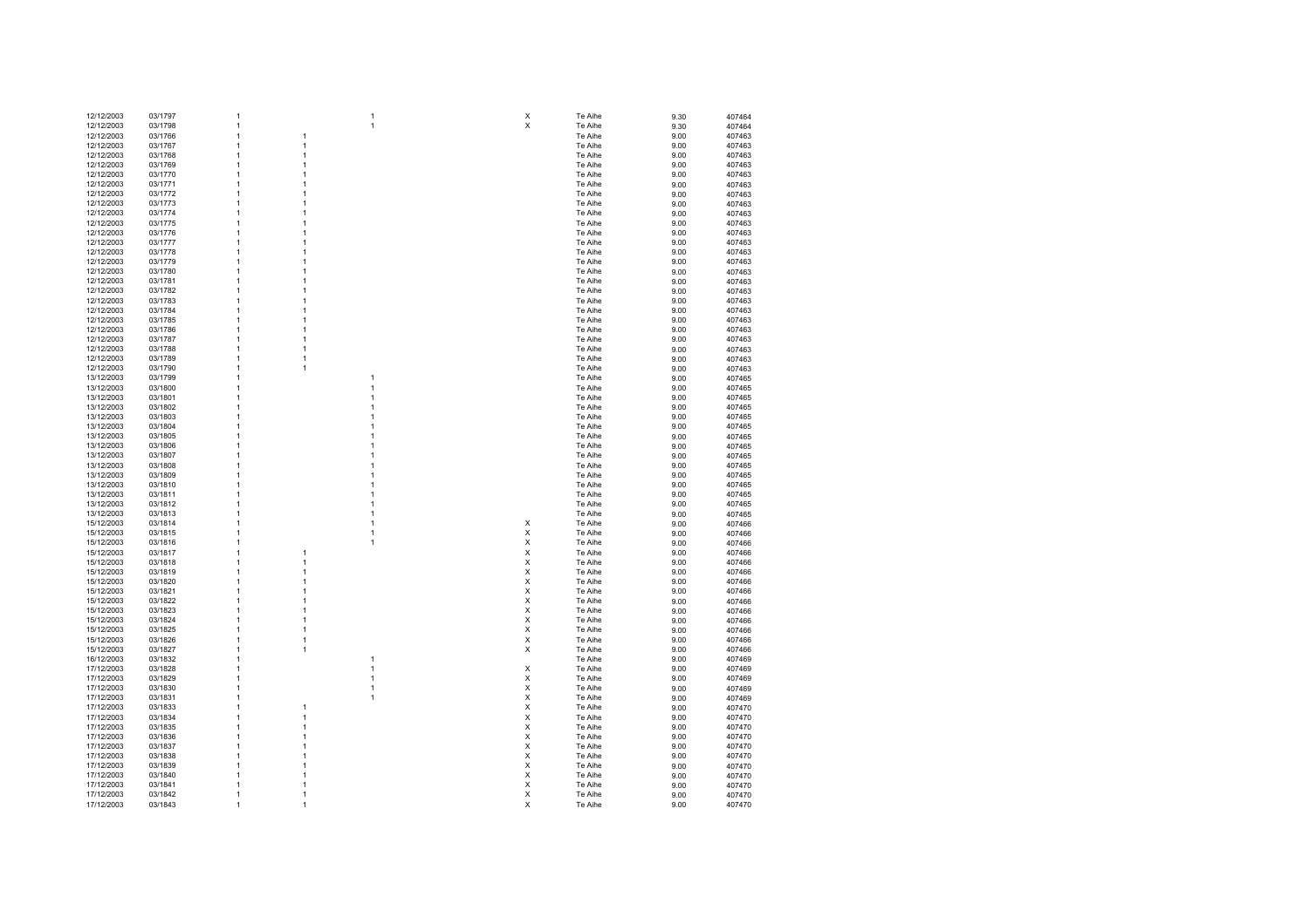| | | | | | | | | |
|---|---|---|---|---|---|---|---|---|
| 12/12/2003 | 03/1797 | 1 | | 1 | X | Te Aihe | 9.30 | 407464 |
| 12/12/2003 | 03/1798 | 1 | | 1 | X | Te Aihe | 9.30 | 407464 |
| 12/12/2003 | 03/1766 | 1 | 1 | | | Te Aihe | 9.00 | 407463 |
| 12/12/2003 | 03/1767 | 1 | 1 | | | Te Aihe | 9.00 | 407463 |
| 12/12/2003 | 03/1768 | 1 | 1 | | | Te Aihe | 9.00 | 407463 |
| 12/12/2003 | 03/1769 | 1 | 1 | | | Te Aihe | 9.00 | 407463 |
| 12/12/2003 | 03/1770 | 1 | 1 | | | Te Aihe | 9.00 | 407463 |
| 12/12/2003 | 03/1771 | 1 | 1 | | | Te Aihe | 9.00 | 407463 |
| 12/12/2003 | 03/1772 | 1 | 1 | | | Te Aihe | 9.00 | 407463 |
| 12/12/2003 | 03/1773 | 1 | 1 | | | Te Aihe | 9.00 | 407463 |
| 12/12/2003 | 03/1774 | 1 | 1 | | | Te Aihe | 9.00 | 407463 |
| 12/12/2003 | 03/1775 | 1 | 1 | | | Te Aihe | 9.00 | 407463 |
| 12/12/2003 | 03/1776 | 1 | 1 | | | Te Aihe | 9.00 | 407463 |
| 12/12/2003 | 03/1777 | 1 | 1 | | | Te Aihe | 9.00 | 407463 |
| 12/12/2003 | 03/1778 | 1 | 1 | | | Te Aihe | 9.00 | 407463 |
| 12/12/2003 | 03/1779 | 1 | 1 | | | Te Aihe | 9.00 | 407463 |
| 12/12/2003 | 03/1780 | 1 | 1 | | | Te Aihe | 9.00 | 407463 |
| 12/12/2003 | 03/1781 | 1 | 1 | | | Te Aihe | 9.00 | 407463 |
| 12/12/2003 | 03/1782 | 1 | 1 | | | Te Aihe | 9.00 | 407463 |
| 12/12/2003 | 03/1783 | 1 | 1 | | | Te Aihe | 9.00 | 407463 |
| 12/12/2003 | 03/1784 | 1 | 1 | | | Te Aihe | 9.00 | 407463 |
| 12/12/2003 | 03/1785 | 1 | 1 | | | Te Aihe | 9.00 | 407463 |
| 12/12/2003 | 03/1786 | 1 | 1 | | | Te Aihe | 9.00 | 407463 |
| 12/12/2003 | 03/1787 | 1 | 1 | | | Te Aihe | 9.00 | 407463 |
| 12/12/2003 | 03/1788 | 1 | 1 | | | Te Aihe | 9.00 | 407463 |
| 12/12/2003 | 03/1789 | 1 | 1 | | | Te Aihe | 9.00 | 407463 |
| 12/12/2003 | 03/1790 | 1 | 1 | | | Te Aihe | 9.00 | 407463 |
| 13/12/2003 | 03/1799 | 1 | | 1 | | Te Aihe | 9.00 | 407465 |
| 13/12/2003 | 03/1800 | 1 | | 1 | | Te Aihe | 9.00 | 407465 |
| 13/12/2003 | 03/1801 | 1 | | 1 | | Te Aihe | 9.00 | 407465 |
| 13/12/2003 | 03/1802 | 1 | | 1 | | Te Aihe | 9.00 | 407465 |
| 13/12/2003 | 03/1803 | 1 | | 1 | | Te Aihe | 9.00 | 407465 |
| 13/12/2003 | 03/1804 | 1 | | 1 | | Te Aihe | 9.00 | 407465 |
| 13/12/2003 | 03/1805 | 1 | | 1 | | Te Aihe | 9.00 | 407465 |
| 13/12/2003 | 03/1806 | 1 | | 1 | | Te Aihe | 9.00 | 407465 |
| 13/12/2003 | 03/1807 | 1 | | 1 | | Te Aihe | 9.00 | 407465 |
| 13/12/2003 | 03/1808 | 1 | | 1 | | Te Aihe | 9.00 | 407465 |
| 13/12/2003 | 03/1809 | 1 | | 1 | | Te Aihe | 9.00 | 407465 |
| 13/12/2003 | 03/1810 | 1 | | 1 | | Te Aihe | 9.00 | 407465 |
| 13/12/2003 | 03/1811 | 1 | | 1 | | Te Aihe | 9.00 | 407465 |
| 13/12/2003 | 03/1812 | 1 | | 1 | | Te Aihe | 9.00 | 407465 |
| 13/12/2003 | 03/1813 | 1 | | 1 | | Te Aihe | 9.00 | 407465 |
| 15/12/2003 | 03/1814 | 1 | | 1 | X | Te Aihe | 9.00 | 407466 |
| 15/12/2003 | 03/1815 | 1 | | 1 | X | Te Aihe | 9.00 | 407466 |
| 15/12/2003 | 03/1816 | 1 | | 1 | X | Te Aihe | 9.00 | 407466 |
| 15/12/2003 | 03/1817 | 1 | 1 | | X | Te Aihe | 9.00 | 407466 |
| 15/12/2003 | 03/1818 | 1 | 1 | | X | Te Aihe | 9.00 | 407466 |
| 15/12/2003 | 03/1819 | 1 | 1 | | X | Te Aihe | 9.00 | 407466 |
| 15/12/2003 | 03/1820 | 1 | 1 | | X | Te Aihe | 9.00 | 407466 |
| 15/12/2003 | 03/1821 | 1 | 1 | | X | Te Aihe | 9.00 | 407466 |
| 15/12/2003 | 03/1822 | 1 | 1 | | X | Te Aihe | 9.00 | 407466 |
| 15/12/2003 | 03/1823 | 1 | 1 | | X | Te Aihe | 9.00 | 407466 |
| 15/12/2003 | 03/1824 | 1 | 1 | | X | Te Aihe | 9.00 | 407466 |
| 15/12/2003 | 03/1825 | 1 | 1 | | X | Te Aihe | 9.00 | 407466 |
| 15/12/2003 | 03/1826 | 1 | 1 | | X | Te Aihe | 9.00 | 407466 |
| 15/12/2003 | 03/1827 | 1 | 1 | | X | Te Aihe | 9.00 | 407466 |
| 16/12/2003 | 03/1832 | 1 | | 1 | | Te Aihe | 9.00 | 407469 |
| 17/12/2003 | 03/1828 | 1 | | 1 | X | Te Aihe | 9.00 | 407469 |
| 17/12/2003 | 03/1829 | 1 | | 1 | X | Te Aihe | 9.00 | 407469 |
| 17/12/2003 | 03/1830 | 1 | | 1 | X | Te Aihe | 9.00 | 407469 |
| 17/12/2003 | 03/1831 | 1 | | 1 | X | Te Aihe | 9.00 | 407469 |
| 17/12/2003 | 03/1833 | 1 | 1 | | X | Te Aihe | 9.00 | 407470 |
| 17/12/2003 | 03/1834 | 1 | 1 | | X | Te Aihe | 9.00 | 407470 |
| 17/12/2003 | 03/1835 | 1 | 1 | | X | Te Aihe | 9.00 | 407470 |
| 17/12/2003 | 03/1836 | 1 | 1 | | X | Te Aihe | 9.00 | 407470 |
| 17/12/2003 | 03/1837 | 1 | 1 | | X | Te Aihe | 9.00 | 407470 |
| 17/12/2003 | 03/1838 | 1 | 1 | | X | Te Aihe | 9.00 | 407470 |
| 17/12/2003 | 03/1839 | 1 | 1 | | X | Te Aihe | 9.00 | 407470 |
| 17/12/2003 | 03/1840 | 1 | 1 | | X | Te Aihe | 9.00 | 407470 |
| 17/12/2003 | 03/1841 | 1 | 1 | | X | Te Aihe | 9.00 | 407470 |
| 17/12/2003 | 03/1842 | 1 | 1 | | X | Te Aihe | 9.00 | 407470 |
| 17/12/2003 | 03/1843 | 1 | 1 | | X | Te Aihe | 9.00 | 407470 |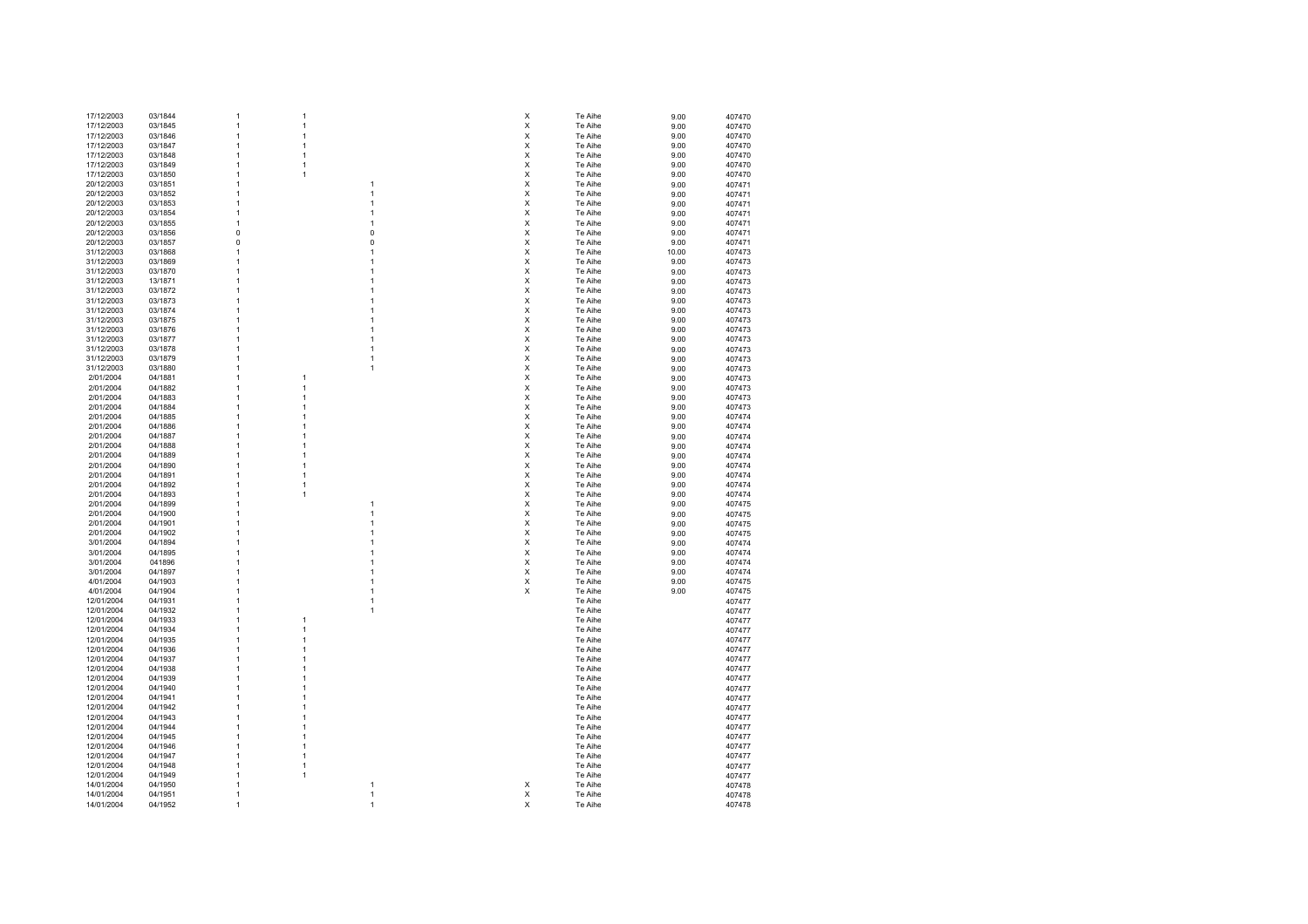| | | | | | | | | |
|---|---|---|---|---|---|---|---|---|
| 17/12/2003 | 03/1844 | 1 | 1 | | X | Te Aihe | 9.00 | 407470 |
| 17/12/2003 | 03/1845 | 1 | 1 | | X | Te Aihe | 9.00 | 407470 |
| 17/12/2003 | 03/1846 | 1 | 1 | | X | Te Aihe | 9.00 | 407470 |
| 17/12/2003 | 03/1847 | 1 | 1 | | X | Te Aihe | 9.00 | 407470 |
| 17/12/2003 | 03/1848 | 1 | 1 | | X | Te Aihe | 9.00 | 407470 |
| 17/12/2003 | 03/1849 | 1 | 1 | | X | Te Aihe | 9.00 | 407470 |
| 17/12/2003 | 03/1850 | 1 | 1 | | X | Te Aihe | 9.00 | 407470 |
| 20/12/2003 | 03/1851 | 1 | | 1 | X | Te Aihe | 9.00 | 407471 |
| 20/12/2003 | 03/1852 | 1 | | 1 | X | Te Aihe | 9.00 | 407471 |
| 20/12/2003 | 03/1853 | 1 | | 1 | X | Te Aihe | 9.00 | 407471 |
| 20/12/2003 | 03/1854 | 1 | | 1 | X | Te Aihe | 9.00 | 407471 |
| 20/12/2003 | 03/1855 | 1 | | 1 | X | Te Aihe | 9.00 | 407471 |
| 20/12/2003 | 03/1856 | 0 | | 0 | X | Te Aihe | 9.00 | 407471 |
| 20/12/2003 | 03/1857 | 0 | | 0 | X | Te Aihe | 9.00 | 407471 |
| 31/12/2003 | 03/1868 | 1 | | 1 | X | Te Aihe | 10.00 | 407473 |
| 31/12/2003 | 03/1869 | 1 | | 1 | X | Te Aihe | 9.00 | 407473 |
| 31/12/2003 | 03/1870 | 1 | | 1 | X | Te Aihe | 9.00 | 407473 |
| 31/12/2003 | 13/1871 | 1 | | 1 | X | Te Aihe | 9.00 | 407473 |
| 31/12/2003 | 03/1872 | 1 | | 1 | X | Te Aihe | 9.00 | 407473 |
| 31/12/2003 | 03/1873 | 1 | | 1 | X | Te Aihe | 9.00 | 407473 |
| 31/12/2003 | 03/1874 | 1 | | 1 | X | Te Aihe | 9.00 | 407473 |
| 31/12/2003 | 03/1875 | 1 | | 1 | X | Te Aihe | 9.00 | 407473 |
| 31/12/2003 | 03/1876 | 1 | | 1 | X | Te Aihe | 9.00 | 407473 |
| 31/12/2003 | 03/1877 | 1 | | 1 | X | Te Aihe | 9.00 | 407473 |
| 31/12/2003 | 03/1878 | 1 | | 1 | X | Te Aihe | 9.00 | 407473 |
| 31/12/2003 | 03/1879 | 1 | | 1 | X | Te Aihe | 9.00 | 407473 |
| 31/12/2003 | 03/1880 | 1 | | 1 | X | Te Aihe | 9.00 | 407473 |
| 2/01/2004 | 04/1881 | 1 | 1 | | X | Te Aihe | 9.00 | 407473 |
| 2/01/2004 | 04/1882 | 1 | 1 | | X | Te Aihe | 9.00 | 407473 |
| 2/01/2004 | 04/1883 | 1 | 1 | | X | Te Aihe | 9.00 | 407473 |
| 2/01/2004 | 04/1884 | 1 | 1 | | X | Te Aihe | 9.00 | 407473 |
| 2/01/2004 | 04/1885 | 1 | 1 | | X | Te Aihe | 9.00 | 407474 |
| 2/01/2004 | 04/1886 | 1 | 1 | | X | Te Aihe | 9.00 | 407474 |
| 2/01/2004 | 04/1887 | 1 | 1 | | X | Te Aihe | 9.00 | 407474 |
| 2/01/2004 | 04/1888 | 1 | 1 | | X | Te Aihe | 9.00 | 407474 |
| 2/01/2004 | 04/1889 | 1 | 1 | | X | Te Aihe | 9.00 | 407474 |
| 2/01/2004 | 04/1890 | 1 | 1 | | X | Te Aihe | 9.00 | 407474 |
| 2/01/2004 | 04/1891 | 1 | 1 | | X | Te Aihe | 9.00 | 407474 |
| 2/01/2004 | 04/1892 | 1 | 1 | | X | Te Aihe | 9.00 | 407474 |
| 2/01/2004 | 04/1893 | 1 | 1 | | X | Te Aihe | 9.00 | 407474 |
| 2/01/2004 | 04/1899 | 1 | | 1 | X | Te Aihe | 9.00 | 407475 |
| 2/01/2004 | 04/1900 | 1 | | 1 | X | Te Aihe | 9.00 | 407475 |
| 2/01/2004 | 04/1901 | 1 | | 1 | X | Te Aihe | 9.00 | 407475 |
| 2/01/2004 | 04/1902 | 1 | | 1 | X | Te Aihe | 9.00 | 407475 |
| 3/01/2004 | 04/1894 | 1 | | 1 | X | Te Aihe | 9.00 | 407474 |
| 3/01/2004 | 04/1895 | 1 | | 1 | X | Te Aihe | 9.00 | 407474 |
| 3/01/2004 | 041896 | 1 | | 1 | X | Te Aihe | 9.00 | 407474 |
| 3/01/2004 | 04/1897 | 1 | | 1 | X | Te Aihe | 9.00 | 407474 |
| 4/01/2004 | 04/1903 | 1 | | 1 | X | Te Aihe | 9.00 | 407475 |
| 4/01/2004 | 04/1904 | 1 | | 1 | X | Te Aihe | 9.00 | 407475 |
| 12/01/2004 | 04/1931 | 1 | | 1 | | Te Aihe | | 407477 |
| 12/01/2004 | 04/1932 | 1 | | 1 | | Te Aihe | | 407477 |
| 12/01/2004 | 04/1933 | 1 | 1 | | | Te Aihe | | 407477 |
| 12/01/2004 | 04/1934 | 1 | 1 | | | Te Aihe | | 407477 |
| 12/01/2004 | 04/1935 | 1 | 1 | | | Te Aihe | | 407477 |
| 12/01/2004 | 04/1936 | 1 | 1 | | | Te Aihe | | 407477 |
| 12/01/2004 | 04/1937 | 1 | 1 | | | Te Aihe | | 407477 |
| 12/01/2004 | 04/1938 | 1 | 1 | | | Te Aihe | | 407477 |
| 12/01/2004 | 04/1939 | 1 | 1 | | | Te Aihe | | 407477 |
| 12/01/2004 | 04/1940 | 1 | 1 | | | Te Aihe | | 407477 |
| 12/01/2004 | 04/1941 | 1 | 1 | | | Te Aihe | | 407477 |
| 12/01/2004 | 04/1942 | 1 | 1 | | | Te Aihe | | 407477 |
| 12/01/2004 | 04/1943 | 1 | 1 | | | Te Aihe | | 407477 |
| 12/01/2004 | 04/1944 | 1 | 1 | | | Te Aihe | | 407477 |
| 12/01/2004 | 04/1945 | 1 | 1 | | | Te Aihe | | 407477 |
| 12/01/2004 | 04/1946 | 1 | 1 | | | Te Aihe | | 407477 |
| 12/01/2004 | 04/1947 | 1 | 1 | | | Te Aihe | | 407477 |
| 12/01/2004 | 04/1948 | 1 | 1 | | | Te Aihe | | 407477 |
| 12/01/2004 | 04/1949 | 1 | 1 | | | Te Aihe | | 407477 |
| 14/01/2004 | 04/1950 | 1 | | 1 | X | Te Aihe | | 407478 |
| 14/01/2004 | 04/1951 | 1 | | 1 | X | Te Aihe | | 407478 |
| 14/01/2004 | 04/1952 | 1 | | 1 | X | Te Aihe | | 407478 |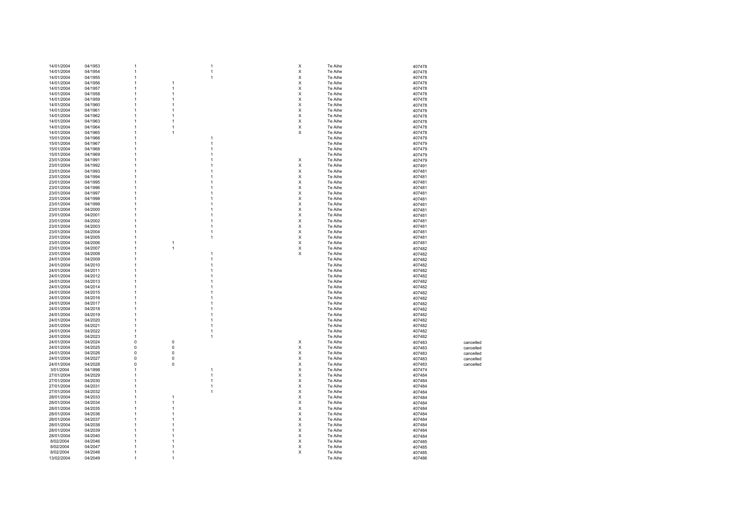| | | | | | | | | |
|---|---|---|---|---|---|---|---|---|
| 14/01/2004 | 04/1953 | 1 | | 1 | X | Te Aihe | 407478 | |
| 14/01/2004 | 04/1954 | 1 | | 1 | X | Te Aihe | 407478 | |
| 14/01/2004 | 04/1955 | 1 | | 1 | X | Te Aihe | 407478 | |
| 14/01/2004 | 04/1956 | 1 | 1 | | X | Te Aihe | 407478 | |
| 14/01/2004 | 04/1957 | 1 | 1 | | X | Te Aihe | 407478 | |
| 14/01/2004 | 04/1958 | 1 | 1 | | X | Te Aihe | 407478 | |
| 14/01/2004 | 04/1959 | 1 | 1 | | X | Te Aihe | 407478 | |
| 14/01/2004 | 04/1960 | 1 | 1 | | X | Te Aihe | 407478 | |
| 14/01/2004 | 04/1961 | 1 | 1 | | X | Te Aihe | 407478 | |
| 14/01/2004 | 04/1962 | 1 | 1 | | X | Te Aihe | 407478 | |
| 14/01/2004 | 04/1963 | 1 | 1 | | X | Te Aihe | 407478 | |
| 14/01/2004 | 04/1964 | 1 | 1 | | X | Te Aihe | 407478 | |
| 14/01/2004 | 04/1965 | 1 | 1 | | X | Te Aihe | 407478 | |
| 15/01/2004 | 04/1966 | 1 | | 1 | | Te Aihe | 407479 | |
| 15/01/2004 | 04/1967 | 1 | | 1 | | Te Aihe | 407479 | |
| 15/01/2004 | 04/1968 | 1 | | 1 | | Te Aihe | 407479 | |
| 15/01/2004 | 04/1969 | 1 | | 1 | | Te Aihe | 407479 | |
| 23/01/2004 | 04/1991 | 1 | | 1 | X | Te Aihe | 407479 | |
| 23/01/2004 | 04/1992 | 1 | | 1 | X | Te Aihe | 407491 | |
| 23/01/2004 | 04/1993 | 1 | | 1 | X | Te Aihe | 407481 | |
| 23/01/2004 | 04/1994 | 1 | | 1 | X | Te Aihe | 407481 | |
| 23/01/2004 | 04/1995 | 1 | | 1 | X | Te Aihe | 407481 | |
| 23/01/2004 | 04/1996 | 1 | | 1 | X | Te Aihe | 407481 | |
| 23/01/2004 | 04/1997 | 1 | | 1 | X | Te Aihe | 407481 | |
| 23/01/2004 | 04/1998 | 1 | | 1 | X | Te Aihe | 407481 | |
| 23/01/2004 | 04/1999 | 1 | | 1 | X | Te Aihe | 407481 | |
| 23/01/2004 | 04/2000 | 1 | | 1 | X | Te Aihe | 407481 | |
| 23/01/2004 | 04/2001 | 1 | | 1 | X | Te Aihe | 407481 | |
| 23/01/2004 | 04/2002 | 1 | | 1 | X | Te Aihe | 407481 | |
| 23/01/2004 | 04/2003 | 1 | | 1 | X | Te Aihe | 407481 | |
| 23/01/2004 | 04/2004 | 1 | | 1 | X | Te Aihe | 407481 | |
| 23/01/2004 | 04/2005 | 1 | | 1 | X | Te Aihe | 407481 | |
| 23/01/2004 | 04/2006 | 1 | 1 | | X | Te Aihe | 407481 | |
| 23/01/2004 | 04/2007 | 1 | 1 | | X | Te Aihe | 407482 | |
| 23/01/2004 | 04/2008 | 1 | | 1 | X | Te Aihe | 407482 | |
| 24/01/2004 | 04/2009 | 1 | | 1 | | Te Aihe | 407482 | |
| 24/01/2004 | 04/2010 | 1 | | 1 | | Te Aihe | 407482 | |
| 24/01/2004 | 04/2011 | 1 | | 1 | | Te Aihe | 407482 | |
| 24/01/2004 | 04/2012 | 1 | | 1 | | Te Aihe | 407482 | |
| 24/01/2004 | 04/2013 | 1 | | 1 | | Te Aihe | 407482 | |
| 24/01/2004 | 04/2014 | 1 | | 1 | | Te Aihe | 407482 | |
| 24/01/2004 | 04/2015 | 1 | | 1 | | Te Aihe | 407482 | |
| 24/01/2004 | 04/2016 | 1 | | 1 | | Te Aihe | 407482 | |
| 24/01/2004 | 04/2017 | 1 | | 1 | | Te Aihe | 407482 | |
| 24/01/2004 | 04/2018 | 1 | | 1 | | Te Aihe | 407482 | |
| 24/01/2004 | 04/2019 | 1 | | 1 | | Te Aihe | 407482 | |
| 24/01/2004 | 04/2020 | 1 | | 1 | | Te Aihe | 407482 | |
| 24/01/2004 | 04/2021 | 1 | | 1 | | Te Aihe | 407482 | |
| 24/01/2004 | 04/2022 | 1 | | 1 | | Te Aihe | 407482 | |
| 24/01/2004 | 04/2023 | 1 | | 1 | | Te Aihe | 407482 | |
| 24/01/2004 | 04/2024 | 0 | 0 | | X | Te Aihe | 407483 | cancelled |
| 24/01/2004 | 04/2025 | 0 | 0 | | X | Te Aihe | 407483 | cancelled |
| 24/01/2004 | 04/2026 | 0 | 0 | | X | Te Aihe | 407483 | cancelled |
| 24/01/2004 | 04/2027 | 0 | 0 | | X | Te Aihe | 407483 | cancelled |
| 24/01/2004 | 04/2028 | 0 | 0 | | X | Te Aihe | 407483 | cancelled |
| 3/01/2004 | 04/1898 | 1 | | 1 | X | Te Aihe | 407474 | |
| 27/01/2004 | 04/2029 | 1 | | 1 | X | Te Aihe | 407484 | |
| 27/01/2004 | 04/2030 | 1 | | 1 | X | Te Aihe | 407484 | |
| 27/01/2004 | 04/2031 | 1 | | 1 | X | Te Aihe | 407484 | |
| 27/01/2004 | 04/2032 | 1 | | 1 | X | Te Aihe | 407484 | |
| 28/01/2004 | 04/2033 | 1 | 1 | | X | Te Aihe | 407484 | |
| 28/01/2004 | 04/2034 | 1 | 1 | | X | Te Aihe | 407484 | |
| 28/01/2004 | 04/2035 | 1 | 1 | | X | Te Aihe | 407484 | |
| 28/01/2004 | 04/2036 | 1 | 1 | | X | Te Aihe | 407484 | |
| 28/01/2004 | 04/2037 | 1 | 1 | | X | Te Aihe | 407484 | |
| 28/01/2004 | 04/2038 | 1 | 1 | | X | Te Aihe | 407484 | |
| 28/01/2004 | 04/2039 | 1 | 1 | | X | Te Aihe | 407484 | |
| 28/01/2004 | 04/2040 | 1 | 1 | | X | Te Aihe | 407484 | |
| 8/02/2004 | 04/2046 | 1 | 1 | | X | Te Aihe | 407485 | |
| 8/02/2004 | 04/2047 | 1 | 1 | | X | Te Aihe | 407485 | |
| 8/02/2004 | 04/2048 | 1 | 1 | | X | Te Aihe | 407485 | |
| 13/02/2004 | 04/2049 | 1 | 1 | | | Te Aihe | 407486 | |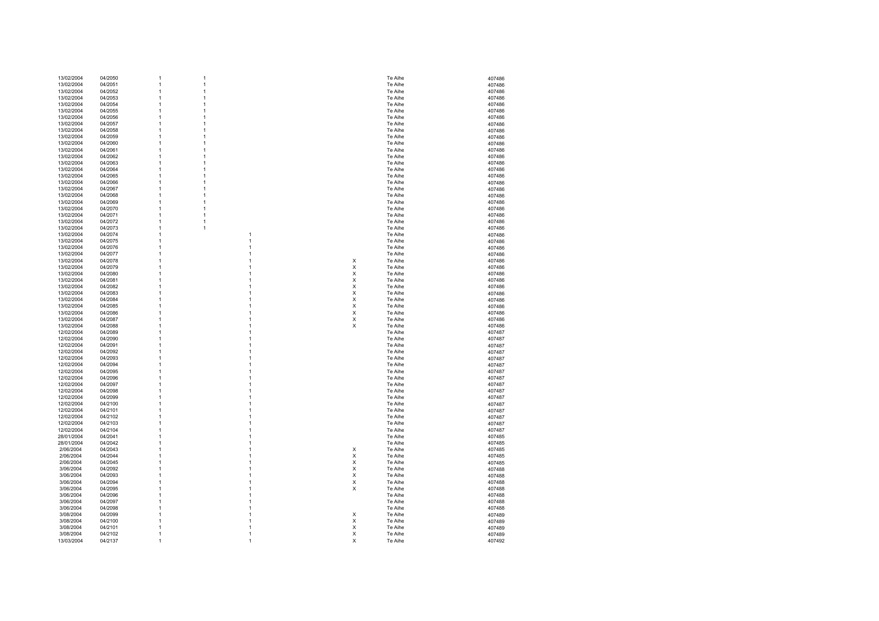| | | | | | | | |
|---|---|---|---|---|---|---|---|
| 13/02/2004 | 04/2050 | 1 | 1 | | | Te Aihe | 407486 |
| 13/02/2004 | 04/2051 | 1 | 1 | | | Te Aihe | 407486 |
| 13/02/2004 | 04/2052 | 1 | 1 | | | Te Aihe | 407486 |
| 13/02/2004 | 04/2053 | 1 | 1 | | | Te Aihe | 407486 |
| 13/02/2004 | 04/2054 | 1 | 1 | | | Te Aihe | 407486 |
| 13/02/2004 | 04/2055 | 1 | 1 | | | Te Aihe | 407486 |
| 13/02/2004 | 04/2056 | 1 | 1 | | | Te Aihe | 407486 |
| 13/02/2004 | 04/2057 | 1 | 1 | | | Te Aihe | 407486 |
| 13/02/2004 | 04/2058 | 1 | 1 | | | Te Aihe | 407486 |
| 13/02/2004 | 04/2059 | 1 | 1 | | | Te Aihe | 407486 |
| 13/02/2004 | 04/2060 | 1 | 1 | | | Te Aihe | 407486 |
| 13/02/2004 | 04/2061 | 1 | 1 | | | Te Aihe | 407486 |
| 13/02/2004 | 04/2062 | 1 | 1 | | | Te Aihe | 407486 |
| 13/02/2004 | 04/2063 | 1 | 1 | | | Te Aihe | 407486 |
| 13/02/2004 | 04/2064 | 1 | 1 | | | Te Aihe | 407486 |
| 13/02/2004 | 04/2065 | 1 | 1 | | | Te Aihe | 407486 |
| 13/02/2004 | 04/2066 | 1 | 1 | | | Te Aihe | 407486 |
| 13/02/2004 | 04/2067 | 1 | 1 | | | Te Aihe | 407486 |
| 13/02/2004 | 04/2068 | 1 | 1 | | | Te Aihe | 407486 |
| 13/02/2004 | 04/2069 | 1 | 1 | | | Te Aihe | 407486 |
| 13/02/2004 | 04/2070 | 1 | 1 | | | Te Aihe | 407486 |
| 13/02/2004 | 04/2071 | 1 | 1 | | | Te Aihe | 407486 |
| 13/02/2004 | 04/2072 | 1 | 1 | | | Te Aihe | 407486 |
| 13/02/2004 | 04/2073 | 1 | 1 | | | Te Aihe | 407486 |
| 13/02/2004 | 04/2074 | 1 | | 1 | | Te Aihe | 407486 |
| 13/02/2004 | 04/2075 | 1 | | 1 | | Te Aihe | 407486 |
| 13/02/2004 | 04/2076 | 1 | | 1 | | Te Aihe | 407486 |
| 13/02/2004 | 04/2077 | 1 | | 1 | | Te Aihe | 407486 |
| 13/02/2004 | 04/2078 | 1 | | 1 | X | Te Aihe | 407486 |
| 13/02/2004 | 04/2079 | 1 | | 1 | X | Te Aihe | 407486 |
| 13/02/2004 | 04/2080 | 1 | | 1 | X | Te Aihe | 407486 |
| 13/02/2004 | 04/2081 | 1 | | 1 | X | Te Aihe | 407486 |
| 13/02/2004 | 04/2082 | 1 | | 1 | X | Te Aihe | 407486 |
| 13/02/2004 | 04/2083 | 1 | | 1 | X | Te Aihe | 407486 |
| 13/02/2004 | 04/2084 | 1 | | 1 | X | Te Aihe | 407486 |
| 13/02/2004 | 04/2085 | 1 | | 1 | X | Te Aihe | 407486 |
| 13/02/2004 | 04/2086 | 1 | | 1 | X | Te Aihe | 407486 |
| 13/02/2004 | 04/2087 | 1 | | 1 | X | Te Aihe | 407486 |
| 13/02/2004 | 04/2088 | 1 | | 1 | X | Te Aihe | 407486 |
| 12/02/2004 | 04/2089 | 1 | | 1 | | Te Aihe | 407487 |
| 12/02/2004 | 04/2090 | 1 | | 1 | | Te Aihe | 407487 |
| 12/02/2004 | 04/2091 | 1 | | 1 | | Te Aihe | 407487 |
| 12/02/2004 | 04/2092 | 1 | | 1 | | Te Aihe | 407487 |
| 12/02/2004 | 04/2093 | 1 | | 1 | | Te Aihe | 407487 |
| 12/02/2004 | 04/2094 | 1 | | 1 | | Te Aihe | 407487 |
| 12/02/2004 | 04/2095 | 1 | | 1 | | Te Aihe | 407487 |
| 12/02/2004 | 04/2096 | 1 | | 1 | | Te Aihe | 407487 |
| 12/02/2004 | 04/2097 | 1 | | 1 | | Te Aihe | 407487 |
| 12/02/2004 | 04/2098 | 1 | | 1 | | Te Aihe | 407487 |
| 12/02/2004 | 04/2099 | 1 | | 1 | | Te Aihe | 407487 |
| 12/02/2004 | 04/2100 | 1 | | 1 | | Te Aihe | 407487 |
| 12/02/2004 | 04/2101 | 1 | | 1 | | Te Aihe | 407487 |
| 12/02/2004 | 04/2102 | 1 | | 1 | | Te Aihe | 407487 |
| 12/02/2004 | 04/2103 | 1 | | 1 | | Te Aihe | 407487 |
| 12/02/2004 | 04/2104 | 1 | | 1 | | Te Aihe | 407487 |
| 28/01/2004 | 04/2041 | 1 | | 1 | | Te Aihe | 407485 |
| 28/01/2004 | 04/2042 | 1 | | 1 | | Te Aihe | 407485 |
| 2/06/2004 | 04/2043 | 1 | | 1 | X | Te Aihe | 407485 |
| 2/06/2004 | 04/2044 | 1 | | 1 | X | Te Aihe | 407485 |
| 2/06/2004 | 04/2045 | 1 | | 1 | X | Te Aihe | 407485 |
| 3/06/2004 | 04/2092 | 1 | | 1 | X | Te Aihe | 407488 |
| 3/06/2004 | 04/2093 | 1 | | 1 | X | Te Aihe | 407488 |
| 3/06/2004 | 04/2094 | 1 | | 1 | X | Te Aihe | 407488 |
| 3/06/2004 | 04/2095 | 1 | | 1 | X | Te Aihe | 407488 |
| 3/06/2004 | 04/2096 | 1 | | 1 | | Te Aihe | 407488 |
| 3/06/2004 | 04/2097 | 1 | | 1 | | Te Aihe | 407488 |
| 3/06/2004 | 04/2098 | 1 | | 1 | | Te Aihe | 407488 |
| 3/08/2004 | 04/2099 | 1 | | 1 | X | Te Aihe | 407489 |
| 3/08/2004 | 04/2100 | 1 | | 1 | X | Te Aihe | 407489 |
| 3/08/2004 | 04/2101 | 1 | | 1 | X | Te Aihe | 407489 |
| 3/08/2004 | 04/2102 | 1 | | 1 | X | Te Aihe | 407489 |
| 13/03/2004 | 04/2137 | 1 | | 1 | X | Te Aihe | 407492 |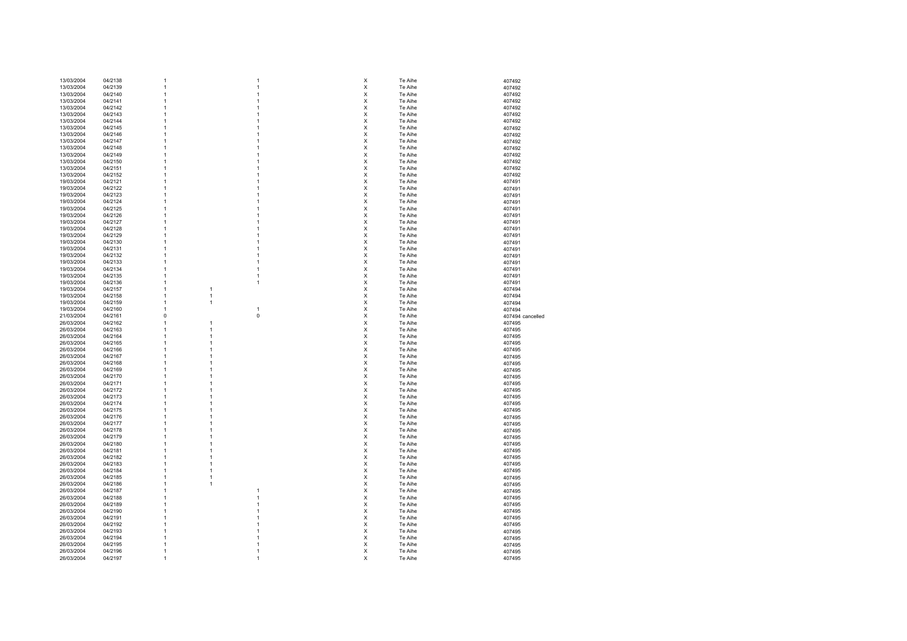| | | | | | | | | |
|---|---|---|---|---|---|---|---|---|
| 13/03/2004 | 04/2138 | 1 | | 1 | X | Te Aihe | 407492 | |
| 13/03/2004 | 04/2139 | 1 | | 1 | X | Te Aihe | 407492 | |
| 13/03/2004 | 04/2140 | 1 | | 1 | X | Te Aihe | 407492 | |
| 13/03/2004 | 04/2141 | 1 | | 1 | X | Te Aihe | 407492 | |
| 13/03/2004 | 04/2142 | 1 | | 1 | X | Te Aihe | 407492 | |
| 13/03/2004 | 04/2143 | 1 | | 1 | X | Te Aihe | 407492 | |
| 13/03/2004 | 04/2144 | 1 | | 1 | X | Te Aihe | 407492 | |
| 13/03/2004 | 04/2145 | 1 | | 1 | X | Te Aihe | 407492 | |
| 13/03/2004 | 04/2146 | 1 | | 1 | X | Te Aihe | 407492 | |
| 13/03/2004 | 04/2147 | 1 | | 1 | X | Te Aihe | 407492 | |
| 13/03/2004 | 04/2148 | 1 | | 1 | X | Te Aihe | 407492 | |
| 13/03/2004 | 04/2149 | 1 | | 1 | X | Te Aihe | 407492 | |
| 13/03/2004 | 04/2150 | 1 | | 1 | X | Te Aihe | 407492 | |
| 13/03/2004 | 04/2151 | 1 | | 1 | X | Te Aihe | 407492 | |
| 13/03/2004 | 04/2152 | 1 | | 1 | X | Te Aihe | 407492 | |
| 19/03/2004 | 04/2121 | 1 | | 1 | X | Te Aihe | 407491 | |
| 19/03/2004 | 04/2122 | 1 | | 1 | X | Te Aihe | 407491 | |
| 19/03/2004 | 04/2123 | 1 | | 1 | X | Te Aihe | 407491 | |
| 19/03/2004 | 04/2124 | 1 | | 1 | X | Te Aihe | 407491 | |
| 19/03/2004 | 04/2125 | 1 | | 1 | X | Te Aihe | 407491 | |
| 19/03/2004 | 04/2126 | 1 | | 1 | X | Te Aihe | 407491 | |
| 19/03/2004 | 04/2127 | 1 | | 1 | X | Te Aihe | 407491 | |
| 19/03/2004 | 04/2128 | 1 | | 1 | X | Te Aihe | 407491 | |
| 19/03/2004 | 04/2129 | 1 | | 1 | X | Te Aihe | 407491 | |
| 19/03/2004 | 04/2130 | 1 | | 1 | X | Te Aihe | 407491 | |
| 19/03/2004 | 04/2131 | 1 | | 1 | X | Te Aihe | 407491 | |
| 19/03/2004 | 04/2132 | 1 | | 1 | X | Te Aihe | 407491 | |
| 19/03/2004 | 04/2133 | 1 | | 1 | X | Te Aihe | 407491 | |
| 19/03/2004 | 04/2134 | 1 | | 1 | X | Te Aihe | 407491 | |
| 19/03/2004 | 04/2135 | 1 | | 1 | X | Te Aihe | 407491 | |
| 19/03/2004 | 04/2136 | 1 | | 1 | X | Te Aihe | 407491 | |
| 19/03/2004 | 04/2157 | 1 | 1 | | X | Te Aihe | 407494 | |
| 19/03/2004 | 04/2158 | 1 | 1 | | X | Te Aihe | 407494 | |
| 19/03/2004 | 04/2159 | 1 | 1 | | X | Te Aihe | 407494 | |
| 19/03/2004 | 04/2160 | 1 | | 1 | X | Te Aihe | 407494 | |
| 21/03/2004 | 04/2161 | 0 | | 0 | X | Te Aihe | 407494 | cancelled |
| 26/03/2004 | 04/2162 | 1 | 1 | | X | Te Aihe | 407495 | |
| 26/03/2004 | 04/2163 | 1 | 1 | | X | Te Aihe | 407495 | |
| 26/03/2004 | 04/2164 | 1 | 1 | | X | Te Aihe | 407495 | |
| 26/03/2004 | 04/2165 | 1 | 1 | | X | Te Aihe | 407495 | |
| 26/03/2004 | 04/2166 | 1 | 1 | | X | Te Aihe | 407495 | |
| 26/03/2004 | 04/2167 | 1 | 1 | | X | Te Aihe | 407495 | |
| 26/03/2004 | 04/2168 | 1 | 1 | | X | Te Aihe | 407495 | |
| 26/03/2004 | 04/2169 | 1 | 1 | | X | Te Aihe | 407495 | |
| 26/03/2004 | 04/2170 | 1 | 1 | | X | Te Aihe | 407495 | |
| 26/03/2004 | 04/2171 | 1 | 1 | | X | Te Aihe | 407495 | |
| 26/03/2004 | 04/2172 | 1 | 1 | | X | Te Aihe | 407495 | |
| 26/03/2004 | 04/2173 | 1 | 1 | | X | Te Aihe | 407495 | |
| 26/03/2004 | 04/2174 | 1 | 1 | | X | Te Aihe | 407495 | |
| 26/03/2004 | 04/2175 | 1 | 1 | | X | Te Aihe | 407495 | |
| 26/03/2004 | 04/2176 | 1 | 1 | | X | Te Aihe | 407495 | |
| 26/03/2004 | 04/2177 | 1 | 1 | | X | Te Aihe | 407495 | |
| 26/03/2004 | 04/2178 | 1 | 1 | | X | Te Aihe | 407495 | |
| 26/03/2004 | 04/2179 | 1 | 1 | | X | Te Aihe | 407495 | |
| 26/03/2004 | 04/2180 | 1 | 1 | | X | Te Aihe | 407495 | |
| 26/03/2004 | 04/2181 | 1 | 1 | | X | Te Aihe | 407495 | |
| 26/03/2004 | 04/2182 | 1 | 1 | | X | Te Aihe | 407495 | |
| 26/03/2004 | 04/2183 | 1 | 1 | | X | Te Aihe | 407495 | |
| 26/03/2004 | 04/2184 | 1 | 1 | | X | Te Aihe | 407495 | |
| 26/03/2004 | 04/2185 | 1 | 1 | | X | Te Aihe | 407495 | |
| 26/03/2004 | 04/2186 | 1 | 1 | | X | Te Aihe | 407495 | |
| 26/03/2004 | 04/2187 | 1 | | 1 | X | Te Aihe | 407495 | |
| 26/03/2004 | 04/2188 | 1 | | 1 | X | Te Aihe | 407495 | |
| 26/03/2004 | 04/2189 | 1 | | 1 | X | Te Aihe | 407495 | |
| 26/03/2004 | 04/2190 | 1 | | 1 | X | Te Aihe | 407495 | |
| 26/03/2004 | 04/2191 | 1 | | 1 | X | Te Aihe | 407495 | |
| 26/03/2004 | 04/2192 | 1 | | 1 | X | Te Aihe | 407495 | |
| 26/03/2004 | 04/2193 | 1 | | 1 | X | Te Aihe | 407495 | |
| 26/03/2004 | 04/2194 | 1 | | 1 | X | Te Aihe | 407495 | |
| 26/03/2004 | 04/2195 | 1 | | 1 | X | Te Aihe | 407495 | |
| 26/03/2004 | 04/2196 | 1 | | 1 | X | Te Aihe | 407495 | |
| 26/03/2004 | 04/2197 | 1 | | 1 | X | Te Aihe | 407495 | |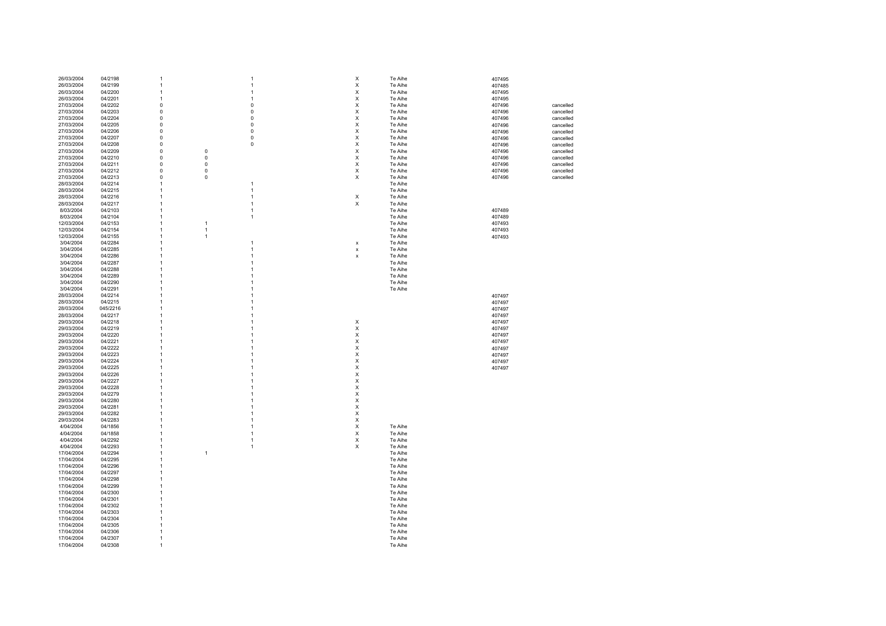| | | | | | | | | |
|---|---|---|---|---|---|---|---|---|
| 26/03/2004 | 04/2198 | 1 | | 1 | X | Te Aihe | 407495 | |
| 26/03/2004 | 04/2199 | 1 | | 1 | X | Te Aihe | 407485 | |
| 26/03/2004 | 04/2200 | 1 | | 1 | X | Te Aihe | 407495 | |
| 26/03/2004 | 04/2201 | 1 | | 1 | X | Te Aihe | 407495 | |
| 27/03/2004 | 04/2202 | 0 | | 0 | X | Te Aihe | 407496 | cancelled |
| 27/03/2004 | 04/2203 | 0 | | 0 | X | Te Aihe | 407496 | cancelled |
| 27/03/2004 | 04/2204 | 0 | | 0 | X | Te Aihe | 407496 | cancelled |
| 27/03/2004 | 04/2205 | 0 | | 0 | X | Te Aihe | 407496 | cancelled |
| 27/03/2004 | 04/2206 | 0 | | 0 | X | Te Aihe | 407496 | cancelled |
| 27/03/2004 | 04/2207 | 0 | | 0 | X | Te Aihe | 407496 | cancelled |
| 27/03/2004 | 04/2208 | 0 | | 0 | X | Te Aihe | 407496 | cancelled |
| 27/03/2004 | 04/2209 | 0 | 0 | | X | Te Aihe | 407496 | cancelled |
| 27/03/2004 | 04/2210 | 0 | 0 | | X | Te Aihe | 407496 | cancelled |
| 27/03/2004 | 04/2211 | 0 | 0 | | X | Te Aihe | 407496 | cancelled |
| 27/03/2004 | 04/2212 | 0 | 0 | | X | Te Aihe | 407496 | cancelled |
| 27/03/2004 | 04/2213 | 0 | 0 | | X | Te Aihe | 407496 | cancelled |
| 28/03/2004 | 04/2214 | 1 | | 1 | | Te Aihe | | |
| 28/03/2004 | 04/2215 | 1 | | 1 | | Te Aihe | | |
| 28/03/2004 | 04/2216 | 1 | | 1 | X | Te Aihe | | |
| 28/03/2004 | 04/2217 | 1 | | 1 | X | Te Aihe | | |
| 8/03/2004 | 04/2103 | 1 | | 1 | | Te Aihe | 407489 | |
| 8/03/2004 | 04/2104 | 1 | | 1 | | Te Aihe | 407489 | |
| 12/03/2004 | 04/2153 | 1 | 1 | | | Te Aihe | 407493 | |
| 12/03/2004 | 04/2154 | 1 | 1 | | | Te Aihe | 407493 | |
| 12/03/2004 | 04/2155 | 1 | 1 | | | Te Aihe | 407493 | |
| 3/04/2004 | 04/2284 | 1 | | 1 | x | Te Aihe | | |
| 3/04/2004 | 04/2285 | 1 | | 1 | x | Te Aihe | | |
| 3/04/2004 | 04/2286 | 1 | | 1 | x | Te Aihe | | |
| 3/04/2004 | 04/2287 | 1 | | 1 | | Te Aihe | | |
| 3/04/2004 | 04/2288 | 1 | | 1 | | Te Aihe | | |
| 3/04/2004 | 04/2289 | 1 | | 1 | | Te Aihe | | |
| 3/04/2004 | 04/2290 | 1 | | 1 | | Te Aihe | | |
| 3/04/2004 | 04/2291 | 1 | | 1 | | Te Aihe | | |
| 28/03/2004 | 04/2214 | 1 | | 1 | | | 407497 | |
| 28/03/2004 | 04/2215 | 1 | | 1 | | | 407497 | |
| 28/03/2004 | 045/2216 | 1 | | 1 | | | 407497 | |
| 28/03/2004 | 04/2217 | 1 | | 1 | | | 407497 | |
| 29/03/2004 | 04/2218 | 1 | | 1 | X | | 407497 | |
| 29/03/2004 | 04/2219 | 1 | | 1 | X | | 407497 | |
| 29/03/2004 | 04/2220 | 1 | | 1 | X | | 407497 | |
| 29/03/2004 | 04/2221 | 1 | | 1 | X | | 407497 | |
| 29/03/2004 | 04/2222 | 1 | | 1 | X | | 407497 | |
| 29/03/2004 | 04/2223 | 1 | | 1 | X | | 407497 | |
| 29/03/2004 | 04/2224 | 1 | | 1 | X | | 407497 | |
| 29/03/2004 | 04/2225 | 1 | | 1 | X | | | |
| 29/03/2004 | 04/2226 | 1 | | 1 | X | | | |
| 29/03/2004 | 04/2227 | 1 | | 1 | X | | | |
| 29/03/2004 | 04/2228 | 1 | | 1 | X | | | |
| 29/03/2004 | 04/2279 | 1 | | 1 | X | | | |
| 29/03/2004 | 04/2280 | 1 | | 1 | X | | | |
| 29/03/2004 | 04/2281 | 1 | | 1 | X | | | |
| 29/03/2004 | 04/2282 | 1 | | 1 | X | | | |
| 29/03/2004 | 04/2283 | 1 | | 1 | X | | | |
| 4/04/2004 | 04/1856 | 1 | | 1 | X | Te Aihe | | |
| 4/04/2004 | 04/1858 | 1 | | 1 | X | Te Aihe | | |
| 4/04/2004 | 04/2292 | 1 | | 1 | X | Te Aihe | | |
| 4/04/2004 | 04/2293 | 1 | | 1 | X | Te Aihe | | |
| 17/04/2004 | 04/2294 | 1 | 1 | | | Te Aihe | | |
| 17/04/2004 | 04/2295 | 1 | | | | Te Aihe | | |
| 17/04/2004 | 04/2296 | 1 | | | | Te Aihe | | |
| 17/04/2004 | 04/2297 | 1 | | | | Te Aihe | | |
| 17/04/2004 | 04/2298 | 1 | | | | Te Aihe | | |
| 17/04/2004 | 04/2299 | 1 | | | | Te Aihe | | |
| 17/04/2004 | 04/2300 | 1 | | | | Te Aihe | | |
| 17/04/2004 | 04/2301 | 1 | | | | Te Aihe | | |
| 17/04/2004 | 04/2302 | 1 | | | | Te Aihe | | |
| 17/04/2004 | 04/2303 | 1 | | | | Te Aihe | | |
| 17/04/2004 | 04/2304 | 1 | | | | Te Aihe | | |
| 17/04/2004 | 04/2305 | 1 | | | | Te Aihe | | |
| 17/04/2004 | 04/2306 | 1 | | | | Te Aihe | | |
| 17/04/2004 | 04/2307 | 1 | | | | Te Aihe | | |
| 17/04/2004 | 04/2308 | 1 | | | | Te Aihe | | |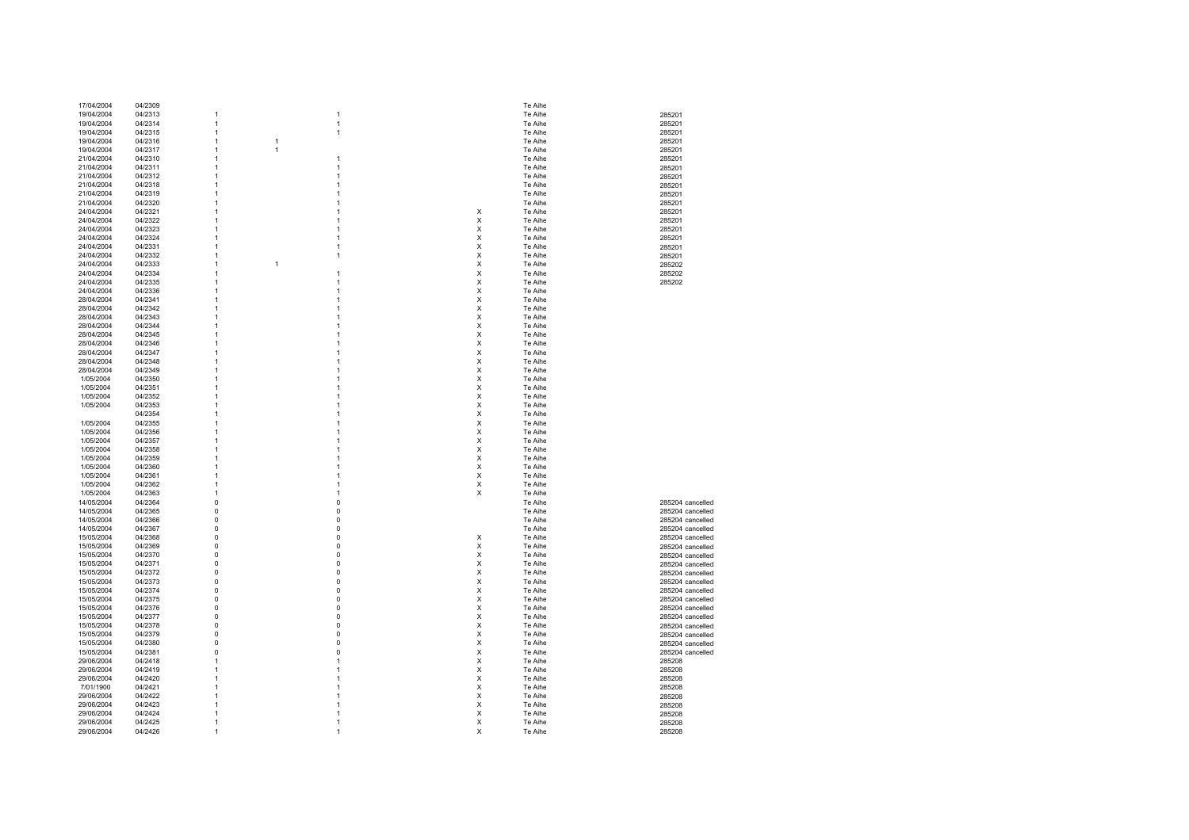| | | | | | | | |
|---|---|---|---|---|---|---|---|
| 17/04/2004 | 04/2309 | | | | | Te Aihe | |
| 19/04/2004 | 04/2313 | 1 | | 1 | | Te Aihe | 285201 |
| 19/04/2004 | 04/2314 | 1 | | 1 | | Te Aihe | 285201 |
| 19/04/2004 | 04/2315 | 1 | | 1 | | Te Aihe | 285201 |
| 19/04/2004 | 04/2316 | 1 | 1 | | | Te Aihe | 285201 |
| 19/04/2004 | 04/2317 | 1 | 1 | | | Te Aihe | 285201 |
| 21/04/2004 | 04/2310 | 1 | | 1 | | Te Aihe | 285201 |
| 21/04/2004 | 04/2311 | 1 | | 1 | | Te Aihe | 285201 |
| 21/04/2004 | 04/2312 | 1 | | 1 | | Te Aihe | 285201 |
| 21/04/2004 | 04/2318 | 1 | | 1 | | Te Aihe | 285201 |
| 21/04/2004 | 04/2319 | 1 | | 1 | | Te Aihe | 285201 |
| 21/04/2004 | 04/2320 | 1 | | 1 | | Te Aihe | 285201 |
| 24/04/2004 | 04/2321 | 1 | | 1 | X | Te Aihe | 285201 |
| 24/04/2004 | 04/2322 | 1 | | 1 | X | Te Aihe | 285201 |
| 24/04/2004 | 04/2323 | 1 | | 1 | X | Te Aihe | 285201 |
| 24/04/2004 | 04/2324 | 1 | | 1 | X | Te Aihe | 285201 |
| 24/04/2004 | 04/2331 | 1 | | 1 | X | Te Aihe | 285201 |
| 24/04/2004 | 04/2332 | 1 | | 1 | X | Te Aihe | 285201 |
| 24/04/2004 | 04/2333 | 1 | 1 | | X | Te Aihe | 285202 |
| 24/04/2004 | 04/2334 | 1 | | 1 | X | Te Aihe | 285202 |
| 24/04/2004 | 04/2335 | 1 | | 1 | X | Te Aihe | 285202 |
| 24/04/2004 | 04/2336 | 1 | | 1 | X | Te Aihe | |
| 28/04/2004 | 04/2341 | 1 | | 1 | X | Te Aihe | |
| 28/04/2004 | 04/2342 | 1 | | 1 | X | Te Aihe | |
| 28/04/2004 | 04/2343 | 1 | | 1 | X | Te Aihe | |
| 28/04/2004 | 04/2344 | 1 | | 1 | X | Te Aihe | |
| 28/04/2004 | 04/2345 | 1 | | 1 | X | Te Aihe | |
| 28/04/2004 | 04/2346 | 1 | | 1 | X | Te Aihe | |
| 28/04/2004 | 04/2347 | 1 | | 1 | X | Te Aihe | |
| 28/04/2004 | 04/2348 | 1 | | 1 | X | Te Aihe | |
| 28/04/2004 | 04/2349 | 1 | | 1 | X | Te Aihe | |
| 1/05/2004 | 04/2350 | 1 | | 1 | X | Te Aihe | |
| 1/05/2004 | 04/2351 | 1 | | 1 | X | Te Aihe | |
| 1/05/2004 | 04/2352 | 1 | | 1 | X | Te Aihe | |
| 1/05/2004 | 04/2353 | 1 | | 1 | X | Te Aihe | |
| | 04/2354 | 1 | | 1 | X | Te Aihe | |
| 1/05/2004 | 04/2355 | 1 | | 1 | X | Te Aihe | |
| 1/05/2004 | 04/2356 | 1 | | 1 | X | Te Aihe | |
| 1/05/2004 | 04/2357 | 1 | | 1 | X | Te Aihe | |
| 1/05/2004 | 04/2358 | 1 | | 1 | X | Te Aihe | |
| 1/05/2004 | 04/2359 | 1 | | 1 | X | Te Aihe | |
| 1/05/2004 | 04/2360 | 1 | | 1 | X | Te Aihe | |
| 1/05/2004 | 04/2361 | 1 | | 1 | X | Te Aihe | |
| 1/05/2004 | 04/2362 | 1 | | 1 | X | Te Aihe | |
| 1/05/2004 | 04/2363 | 1 | | 1 | X | Te Aihe | |
| 14/05/2004 | 04/2364 | 0 | | 0 | | Te Aihe | 285204 cancelled |
| 14/05/2004 | 04/2365 | 0 | | 0 | | Te Aihe | 285204 cancelled |
| 14/05/2004 | 04/2366 | 0 | | 0 | | Te Aihe | 285204 cancelled |
| 14/05/2004 | 04/2367 | 0 | | 0 | | Te Aihe | 285204 cancelled |
| 15/05/2004 | 04/2368 | 0 | | 0 | X | Te Aihe | 285204 cancelled |
| 15/05/2004 | 04/2369 | 0 | | 0 | X | Te Aihe | 285204 cancelled |
| 15/05/2004 | 04/2370 | 0 | | 0 | X | Te Aihe | 285204 cancelled |
| 15/05/2004 | 04/2371 | 0 | | 0 | X | Te Aihe | 285204 cancelled |
| 15/05/2004 | 04/2372 | 0 | | 0 | X | Te Aihe | 285204 cancelled |
| 15/05/2004 | 04/2373 | 0 | | 0 | X | Te Aihe | 285204 cancelled |
| 15/05/2004 | 04/2374 | 0 | | 0 | X | Te Aihe | 285204 cancelled |
| 15/05/2004 | 04/2375 | 0 | | 0 | X | Te Aihe | 285204 cancelled |
| 15/05/2004 | 04/2376 | 0 | | 0 | X | Te Aihe | 285204 cancelled |
| 15/05/2004 | 04/2377 | 0 | | 0 | X | Te Aihe | 285204 cancelled |
| 15/05/2004 | 04/2378 | 0 | | 0 | X | Te Aihe | 285204 cancelled |
| 15/05/2004 | 04/2379 | 0 | | 0 | X | Te Aihe | 285204 cancelled |
| 15/05/2004 | 04/2380 | 0 | | 0 | X | Te Aihe | 285204 cancelled |
| 15/05/2004 | 04/2381 | 0 | | 0 | X | Te Aihe | 285204 cancelled |
| 29/06/2004 | 04/2418 | 1 | | 1 | X | Te Aihe | 285208 |
| 29/06/2004 | 04/2419 | 1 | | 1 | X | Te Aihe | 285208 |
| 29/06/2004 | 04/2420 | 1 | | 1 | X | Te Aihe | 285208 |
| 7/01/1900 | 04/2421 | 1 | | 1 | X | Te Aihe | 285208 |
| 29/06/2004 | 04/2422 | 1 | | 1 | X | Te Aihe | 285208 |
| 29/06/2004 | 04/2423 | 1 | | 1 | X | Te Aihe | 285208 |
| 29/06/2004 | 04/2424 | 1 | | 1 | X | Te Aihe | 285208 |
| 29/06/2004 | 04/2425 | 1 | | 1 | X | Te Aihe | 285208 |
| 29/06/2004 | 04/2426 | 1 | | 1 | X | Te Aihe | 285208 |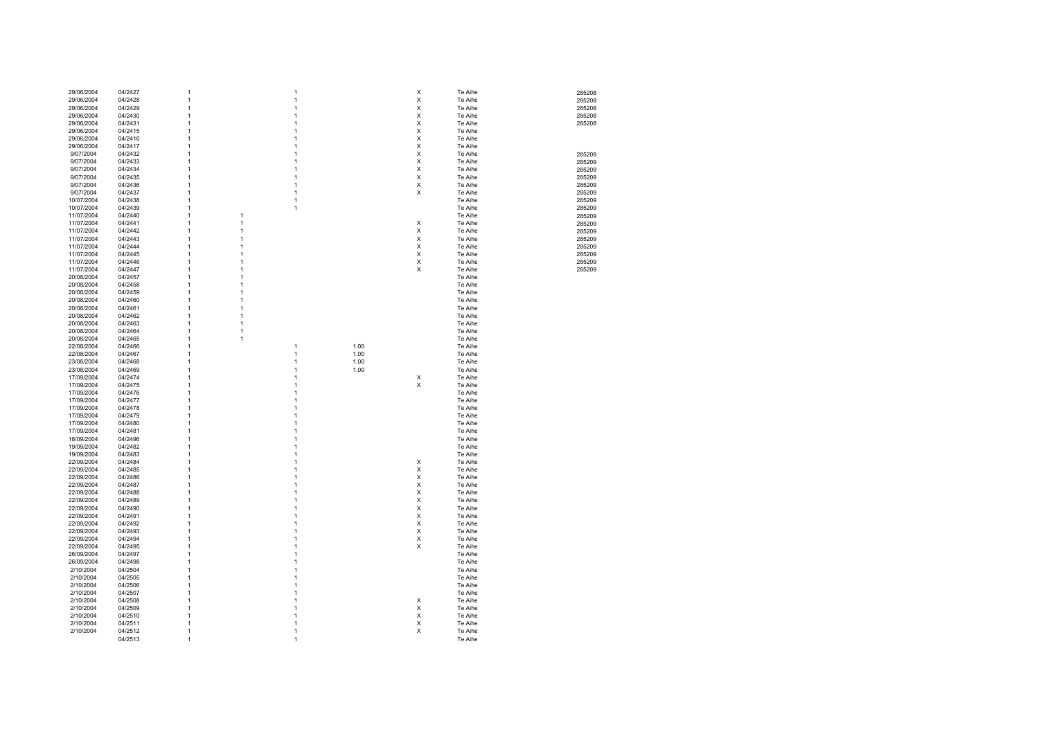| | | | | | | | | |
|---|---|---|---|---|---|---|---|---|
| 29/06/2004 | 04/2427 | 1 | | 1 | | X | Te Aihe | 285208 |
| 29/06/2004 | 04/2428 | 1 | | 1 | | X | Te Aihe | 285208 |
| 29/06/2004 | 04/2429 | 1 | | 1 | | X | Te Aihe | 285208 |
| 29/06/2004 | 04/2430 | 1 | | 1 | | X | Te Aihe | 285208 |
| 29/06/2004 | 04/2431 | 1 | | 1 | | X | Te Aihe | 285208 |
| 29/06/2004 | 04/2415 | 1 | | 1 | | X | Te Aihe | |
| 29/06/2004 | 04/2416 | 1 | | 1 | | X | Te Aihe | |
| 29/06/2004 | 04/2417 | 1 | | 1 | | X | Te Aihe | |
| 9/07/2004 | 04/2432 | 1 | | 1 | | X | Te Aihe | 285209 |
| 9/07/2004 | 04/2433 | 1 | | 1 | | X | Te Aihe | 285209 |
| 9/07/2004 | 04/2434 | 1 | | 1 | | X | Te Aihe | 285209 |
| 9/07/2004 | 04/2435 | 1 | | 1 | | X | Te Aihe | 285209 |
| 9/07/2004 | 04/2436 | 1 | | 1 | | X | Te Aihe | 285209 |
| 9/07/2004 | 04/2437 | 1 | | 1 | | X | Te Aihe | 285209 |
| 10/07/2004 | 04/2438 | 1 | | 1 | | | Te Aihe | 285209 |
| 10/07/2004 | 04/2439 | 1 | | 1 | | | Te Aihe | 285209 |
| 11/07/2004 | 04/2440 | 1 | 1 | | | | Te Aihe | 285209 |
| 11/07/2004 | 04/2441 | 1 | 1 | | | X | Te Aihe | 285209 |
| 11/07/2004 | 04/2442 | 1 | 1 | | | X | Te Aihe | 285209 |
| 11/07/2004 | 04/2443 | 1 | 1 | | | X | Te Aihe | 285209 |
| 11/07/2004 | 04/2444 | 1 | 1 | | | X | Te Aihe | 285209 |
| 11/07/2004 | 04/2445 | 1 | 1 | | | X | Te Aihe | 285209 |
| 11/07/2004 | 04/2446 | 1 | 1 | | | X | Te Aihe | 285209 |
| 11/07/2004 | 04/2447 | 1 | 1 | | | X | Te Aihe | 285209 |
| 20/08/2004 | 04/2457 | 1 | 1 | | | | Te Aihe | |
| 20/08/2004 | 04/2458 | 1 | 1 | | | | Te Aihe | |
| 20/08/2004 | 04/2459 | 1 | 1 | | | | Te Aihe | |
| 20/08/2004 | 04/2460 | 1 | 1 | | | | Te Aihe | |
| 20/08/2004 | 04/2461 | 1 | 1 | | | | Te Aihe | |
| 20/08/2004 | 04/2462 | 1 | 1 | | | | Te Aihe | |
| 20/08/2004 | 04/2463 | 1 | 1 | | | | Te Aihe | |
| 20/08/2004 | 04/2464 | 1 | 1 | | | | Te Aihe | |
| 20/08/2004 | 04/2465 | 1 | 1 | | | | Te Aihe | |
| 22/08/2004 | 04/2466 | 1 | | 1 | 1.00 | | Te Aihe | |
| 22/08/2004 | 04/2467 | 1 | | 1 | 1.00 | | Te Aihe | |
| 23/08/2004 | 04/2468 | 1 | | 1 | 1.00 | | Te Aihe | |
| 23/08/2004 | 04/2469 | 1 | | 1 | 1.00 | | Te Aihe | |
| 17/09/2004 | 04/2474 | 1 | | 1 | | X | Te Aihe | |
| 17/09/2004 | 04/2475 | 1 | | 1 | | X | Te Aihe | |
| 17/09/2004 | 04/2476 | 1 | | 1 | | | Te Aihe | |
| 17/09/2004 | 04/2477 | 1 | | 1 | | | Te Aihe | |
| 17/09/2004 | 04/2478 | 1 | | 1 | | | Te Aihe | |
| 17/09/2004 | 04/2479 | 1 | | 1 | | | Te Aihe | |
| 17/09/2004 | 04/2480 | 1 | | 1 | | | Te Aihe | |
| 17/09/2004 | 04/2481 | 1 | | 1 | | | Te Aihe | |
| 18/09/2004 | 04/2496 | 1 | | 1 | | | Te Aihe | |
| 19/09/2004 | 04/2482 | 1 | | 1 | | | Te Aihe | |
| 19/09/2004 | 04/2483 | 1 | | 1 | | | Te Aihe | |
| 22/09/2004 | 04/2484 | 1 | | 1 | | X | Te Aihe | |
| 22/09/2004 | 04/2485 | 1 | | 1 | | X | Te Aihe | |
| 22/09/2004 | 04/2486 | 1 | | 1 | | X | Te Aihe | |
| 22/09/2004 | 04/2487 | 1 | | 1 | | X | Te Aihe | |
| 22/09/2004 | 04/2488 | 1 | | 1 | | X | Te Aihe | |
| 22/09/2004 | 04/2489 | 1 | | 1 | | X | Te Aihe | |
| 22/09/2004 | 04/2490 | 1 | | 1 | | X | Te Aihe | |
| 22/09/2004 | 04/2491 | 1 | | 1 | | X | Te Aihe | |
| 22/09/2004 | 04/2492 | 1 | | 1 | | X | Te Aihe | |
| 22/09/2004 | 04/2493 | 1 | | 1 | | X | Te Aihe | |
| 22/09/2004 | 04/2494 | 1 | | 1 | | X | Te Aihe | |
| 22/09/2004 | 04/2495 | 1 | | 1 | | X | Te Aihe | |
| 26/09/2004 | 04/2497 | 1 | | 1 | | | Te Aihe | |
| 26/09/2004 | 04/2498 | 1 | | 1 | | | Te Aihe | |
| 2/10/2004 | 04/2504 | 1 | | 1 | | | Te Aihe | |
| 2/10/2004 | 04/2505 | 1 | | 1 | | | Te Aihe | |
| 2/10/2004 | 04/2506 | 1 | | 1 | | | Te Aihe | |
| 2/10/2004 | 04/2507 | 1 | | 1 | | | Te Aihe | |
| 2/10/2004 | 04/2508 | 1 | | 1 | | X | Te Aihe | |
| 2/10/2004 | 04/2509 | 1 | | 1 | | X | Te Aihe | |
| 2/10/2004 | 04/2510 | 1 | | 1 | | X | Te Aihe | |
| 2/10/2004 | 04/2511 | 1 | | 1 | | X | Te Aihe | |
| 2/10/2004 | 04/2512 | 1 | | 1 | | X | Te Aihe | |
| | 04/2513 | 1 | | 1 | | | Te Aihe | |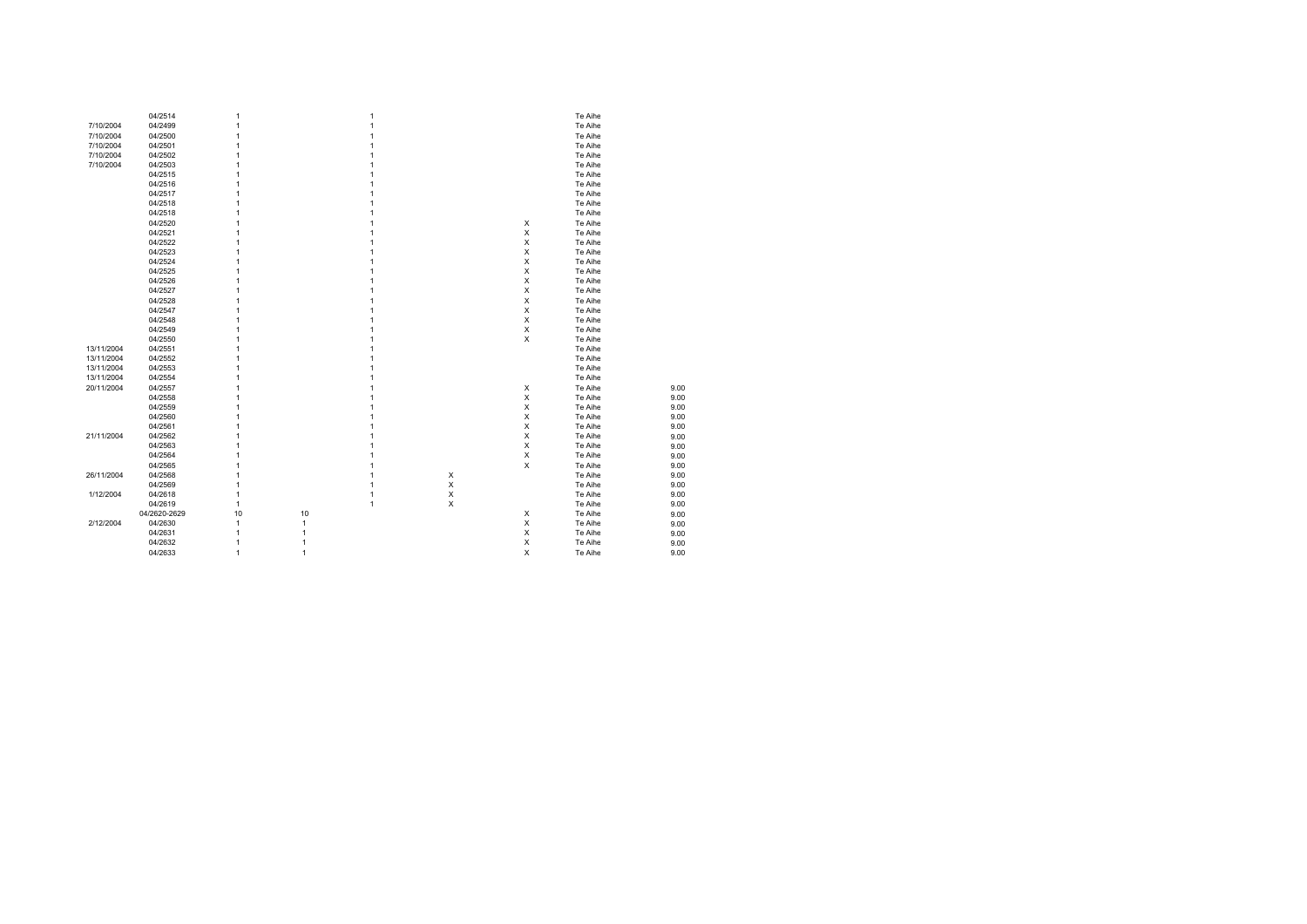| | | | | | | | | |
|---|---|---|---|---|---|---|---|---|
| | 04/2514 | 1 | | 1 | | | Te Aihe | |
| 7/10/2004 | 04/2499 | 1 | | 1 | | | Te Aihe | |
| 7/10/2004 | 04/2500 | 1 | | 1 | | | Te Aihe | |
| 7/10/2004 | 04/2501 | 1 | | 1 | | | Te Aihe | |
| 7/10/2004 | 04/2502 | 1 | | 1 | | | Te Aihe | |
| 7/10/2004 | 04/2503 | 1 | | 1 | | | Te Aihe | |
| | 04/2515 | 1 | | 1 | | | Te Aihe | |
| | 04/2516 | 1 | | 1 | | | Te Aihe | |
| | 04/2517 | 1 | | 1 | | | Te Aihe | |
| | 04/2518 | 1 | | 1 | | | Te Aihe | |
| | 04/2518 | 1 | | 1 | | | Te Aihe | |
| | 04/2520 | 1 | | 1 | | X | Te Aihe | |
| | 04/2521 | 1 | | 1 | | X | Te Aihe | |
| | 04/2522 | 1 | | 1 | | X | Te Aihe | |
| | 04/2523 | 1 | | 1 | | X | Te Aihe | |
| | 04/2524 | 1 | | 1 | | X | Te Aihe | |
| | 04/2525 | 1 | | 1 | | X | Te Aihe | |
| | 04/2526 | 1 | | 1 | | X | Te Aihe | |
| | 04/2527 | 1 | | 1 | | X | Te Aihe | |
| | 04/2528 | 1 | | 1 | | X | Te Aihe | |
| | 04/2547 | 1 | | 1 | | X | Te Aihe | |
| | 04/2548 | 1 | | 1 | | X | Te Aihe | |
| | 04/2549 | 1 | | 1 | | X | Te Aihe | |
| | 04/2550 | 1 | | 1 | | X | Te Aihe | |
| 13/11/2004 | 04/2551 | 1 | | 1 | | | Te Aihe | |
| 13/11/2004 | 04/2552 | 1 | | 1 | | | Te Aihe | |
| 13/11/2004 | 04/2553 | 1 | | 1 | | | Te Aihe | |
| 13/11/2004 | 04/2554 | 1 | | 1 | | | Te Aihe | |
| 20/11/2004 | 04/2557 | 1 | | 1 | | X | Te Aihe | 9.00 |
| | 04/2558 | 1 | | 1 | | X | Te Aihe | 9.00 |
| | 04/2559 | 1 | | 1 | | X | Te Aihe | 9.00 |
| | 04/2560 | 1 | | 1 | | X | Te Aihe | 9.00 |
| | 04/2561 | 1 | | 1 | | X | Te Aihe | 9.00 |
| 21/11/2004 | 04/2562 | 1 | | 1 | | X | Te Aihe | 9.00 |
| | 04/2563 | 1 | | 1 | | X | Te Aihe | 9.00 |
| | 04/2564 | 1 | | 1 | | X | Te Aihe | 9.00 |
| | 04/2565 | 1 | | 1 | | X | Te Aihe | 9.00 |
| 26/11/2004 | 04/2568 | 1 | | 1 | X | | Te Aihe | 9.00 |
| | 04/2569 | 1 | | 1 | X | | Te Aihe | 9.00 |
| 1/12/2004 | 04/2618 | 1 | | 1 | X | | Te Aihe | 9.00 |
| | 04/2619 | 1 | | 1 | X | | Te Aihe | 9.00 |
| | 04/2620-2629 | 10 | 10 | | | X | Te Aihe | 9.00 |
| 2/12/2004 | 04/2630 | 1 | 1 | | | X | Te Aihe | 9.00 |
| | 04/2631 | 1 | 1 | | | X | Te Aihe | 9.00 |
| | 04/2632 | 1 | 1 | | | X | Te Aihe | 9.00 |
| | 04/2633 | 1 | 1 | | | X | Te Aihe | 9.00 |